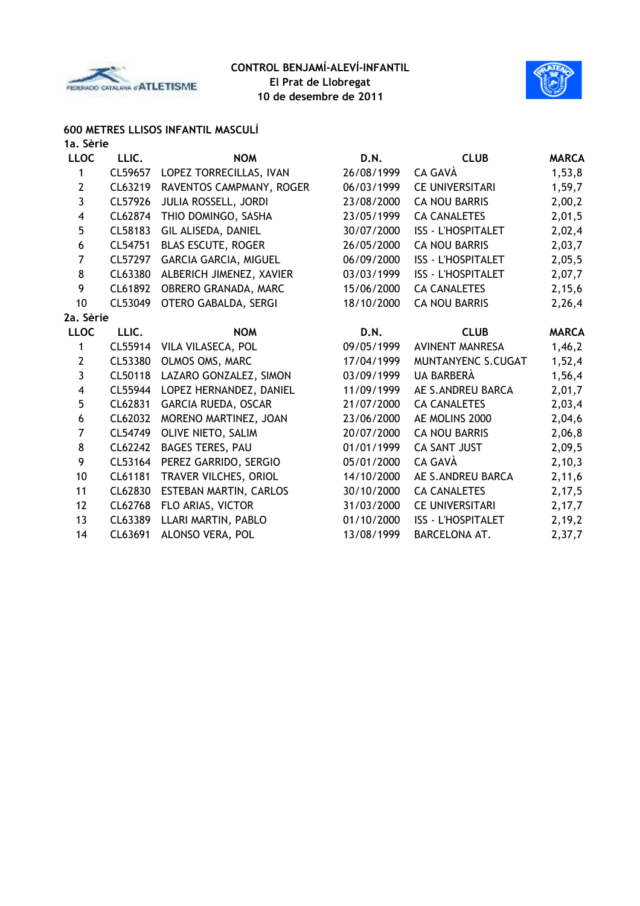**CONTROL BENJAMÍ-ALEVÍ-INFANTIL**
**El Prat de Llobregat**
**10 de desembre de 2011**

## 600 METRES LLISOS INFANTIL MASCULÍ

### 1a. Sèrie

| LLOC | LLIC. | NOM | D.N. | CLUB | MARCA |
|---|---|---|---|---|---|
| 1 | CL59657 | LOPEZ TORRECILLAS, IVAN | 26/08/1999 | CA GAVÀ | 1,53,8 |
| 2 | CL63219 | RAVENTOS CAMPMANY, ROGER | 06/03/1999 | CE UNIVERSITARI | 1,59,7 |
| 3 | CL57926 | JULIA ROSSELL, JORDI | 23/08/2000 | CA NOU BARRIS | 2,00,2 |
| 4 | CL62874 | THIO DOMINGO, SASHA | 23/05/1999 | CA CANALETES | 2,01,5 |
| 5 | CL58183 | GIL ALISEDA, DANIEL | 30/07/2000 | ISS - L'HOSPITALET | 2,02,4 |
| 6 | CL54751 | BLAS ESCUTE, ROGER | 26/05/2000 | CA NOU BARRIS | 2,03,7 |
| 7 | CL57297 | GARCIA GARCIA, MIGUEL | 06/09/2000 | ISS - L'HOSPITALET | 2,05,5 |
| 8 | CL63380 | ALBERICH JIMENEZ, XAVIER | 03/03/1999 | ISS - L'HOSPITALET | 2,07,7 |
| 9 | CL61892 | OBRERO GRANADA, MARC | 15/06/2000 | CA CANALETES | 2,15,6 |
| 10 | CL53049 | OTERO GABALDA, SERGI | 18/10/2000 | CA NOU BARRIS | 2,26,4 |

### 2a. Sèrie

| LLOC | LLIC. | NOM | D.N. | CLUB | MARCA |
|---|---|---|---|---|---|
| 1 | CL55914 | VILA VILASECA, POL | 09/05/1999 | AVINENT MANRESA | 1,46,2 |
| 2 | CL53380 | OLMOS OMS, MARC | 17/04/1999 | MUNTANYENC S.CUGAT | 1,52,4 |
| 3 | CL50118 | LAZARO GONZALEZ, SIMON | 03/09/1999 | UA BARBERÀ | 1,56,4 |
| 4 | CL55944 | LOPEZ HERNANDEZ, DANIEL | 11/09/1999 | AE S.ANDREU BARCA | 2,01,7 |
| 5 | CL62831 | GARCIA RUEDA, OSCAR | 21/07/2000 | CA CANALETES | 2,03,4 |
| 6 | CL62032 | MORENO MARTINEZ, JOAN | 23/06/2000 | AE MOLINS 2000 | 2,04,6 |
| 7 | CL54749 | OLIVE NIETO, SALIM | 20/07/2000 | CA NOU BARRIS | 2,06,8 |
| 8 | CL62242 | BAGES TERES, PAU | 01/01/1999 | CA SANT JUST | 2,09,5 |
| 9 | CL53164 | PEREZ GARRIDO, SERGIO | 05/01/2000 | CA GAVÀ | 2,10,3 |
| 10 | CL61181 | TRAVER VILCHES, ORIOL | 14/10/2000 | AE S.ANDREU BARCA | 2,11,6 |
| 11 | CL62830 | ESTEBAN MARTIN, CARLOS | 30/10/2000 | CA CANALETES | 2,17,5 |
| 12 | CL62768 | FLO ARIAS, VICTOR | 31/03/2000 | CE UNIVERSITARI | 2,17,7 |
| 13 | CL63389 | LLARI MARTIN, PABLO | 01/10/2000 | ISS - L'HOSPITALET | 2,19,2 |
| 14 | CL63691 | ALONSO VERA, POL | 13/08/1999 | BARCELONA AT. | 2,37,7 |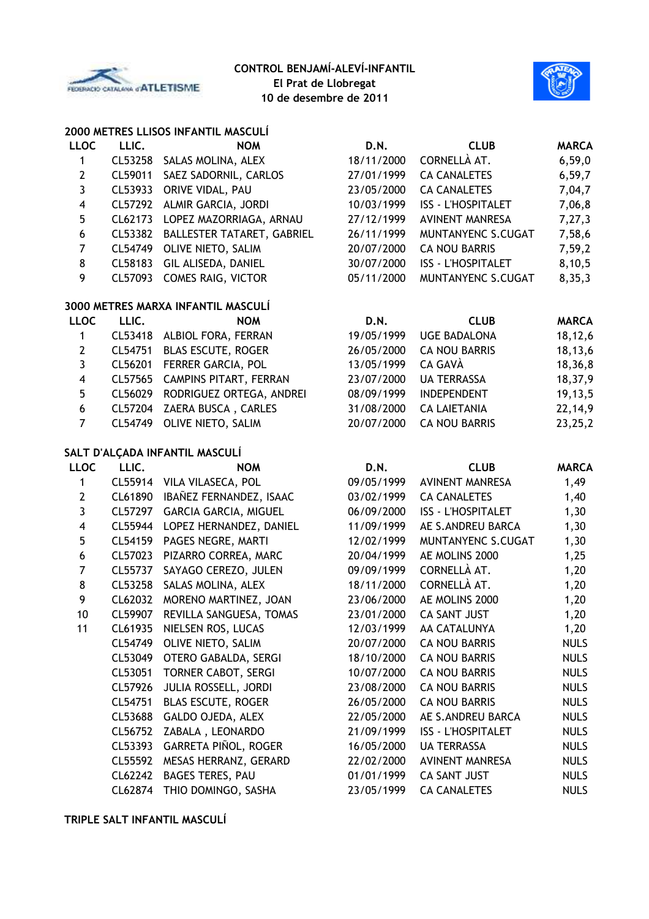**CONTROL BENJAMÍ-ALEVÍ-INFANTIL**
**El Prat de Llobregat**
**10 de desembre de 2011**

## 2000 METRES LLISOS INFANTIL MASCULÍ

| LLOC | LLIC. | NOM | D.N. | CLUB | MARCA |
|---|---|---|---|---|---|
| 1 | CL53258 | SALAS MOLINA, ALEX | 18/11/2000 | CORNELLÀ AT. | 6,59,0 |
| 2 | CL59011 | SAEZ SADORNIL, CARLOS | 27/01/1999 | CA CANALETES | 6,59,7 |
| 3 | CL53933 | ORIVE VIDAL, PAU | 23/05/2000 | CA CANALETES | 7,04,7 |
| 4 | CL57292 | ALMIR GARCIA, JORDI | 10/03/1999 | ISS - L'HOSPITALET | 7,06,8 |
| 5 | CL62173 | LOPEZ MAZORRIAGA, ARNAU | 27/12/1999 | AVINENT MANRESA | 7,27,3 |
| 6 | CL53382 | BALLESTER TATARET, GABRIEL | 26/11/1999 | MUNTANYENC S.CUGAT | 7,58,6 |
| 7 | CL54749 | OLIVE NIETO, SALIM | 20/07/2000 | CA NOU BARRIS | 7,59,2 |
| 8 | CL58183 | GIL ALISEDA, DANIEL | 30/07/2000 | ISS - L'HOSPITALET | 8,10,5 |
| 9 | CL57093 | COMES RAIG, VICTOR | 05/11/2000 | MUNTANYENC S.CUGAT | 8,35,3 |

## 3000 METRES MARXA INFANTIL MASCULÍ

| LLOC | LLIC. | NOM | D.N. | CLUB | MARCA |
|---|---|---|---|---|---|
| 1 | CL53418 | ALBIOL FORA, FERRAN | 19/05/1999 | UGE BADALONA | 18,12,6 |
| 2 | CL54751 | BLAS ESCUTE, ROGER | 26/05/2000 | CA NOU BARRIS | 18,13,6 |
| 3 | CL56201 | FERRER GARCIA, POL | 13/05/1999 | CA GAVÀ | 18,36,8 |
| 4 | CL57565 | CAMPINS PITART, FERRAN | 23/07/2000 | UA TERRASSA | 18,37,9 |
| 5 | CL56029 | RODRIGUEZ ORTEGA, ANDREI | 08/09/1999 | INDEPENDENT | 19,13,5 |
| 6 | CL57204 | ZAERA BUSCA , CARLES | 31/08/2000 | CA LAIETANIA | 22,14,9 |
| 7 | CL54749 | OLIVE NIETO, SALIM | 20/07/2000 | CA NOU BARRIS | 23,25,2 |

## SALT D'ALÇADA INFANTIL MASCULÍ

| LLOC | LLIC. | NOM | D.N. | CLUB | MARCA |
|---|---|---|---|---|---|
| 1 | CL55914 | VILA VILASECA, POL | 09/05/1999 | AVINENT MANRESA | 1,49 |
| 2 | CL61890 | IBAÑEZ FERNANDEZ, ISAAC | 03/02/1999 | CA CANALETES | 1,40 |
| 3 | CL57297 | GARCIA GARCIA, MIGUEL | 06/09/2000 | ISS - L'HOSPITALET | 1,30 |
| 4 | CL55944 | LOPEZ HERNANDEZ, DANIEL | 11/09/1999 | AE S.ANDREU BARCA | 1,30 |
| 5 | CL54159 | PAGES NEGRE, MARTI | 12/02/1999 | MUNTANYENC S.CUGAT | 1,30 |
| 6 | CL57023 | PIZARRO CORREA, MARC | 20/04/1999 | AE MOLINS 2000 | 1,25 |
| 7 | CL55737 | SAYAGO CEREZO, JULEN | 09/09/1999 | CORNELLÀ AT. | 1,20 |
| 8 | CL53258 | SALAS MOLINA, ALEX | 18/11/2000 | CORNELLÀ AT. | 1,20 |
| 9 | CL62032 | MORENO MARTINEZ, JOAN | 23/06/2000 | AE MOLINS 2000 | 1,20 |
| 10 | CL59907 | REVILLA SANGUESA, TOMAS | 23/01/2000 | CA SANT JUST | 1,20 |
| 11 | CL61935 | NIELSEN ROS, LUCAS | 12/03/1999 | AA CATALUNYA | 1,20 |
| | CL54749 | OLIVE NIETO, SALIM | 20/07/2000 | CA NOU BARRIS | NULS |
| | CL53049 | OTERO GABALDA, SERGI | 18/10/2000 | CA NOU BARRIS | NULS |
| | CL53051 | TORNER CABOT, SERGI | 10/07/2000 | CA NOU BARRIS | NULS |
| | CL57926 | JULIA ROSSELL, JORDI | 23/08/2000 | CA NOU BARRIS | NULS |
| | CL54751 | BLAS ESCUTE, ROGER | 26/05/2000 | CA NOU BARRIS | NULS |
| | CL53688 | GALDO OJEDA, ALEX | 22/05/2000 | AE S.ANDREU BARCA | NULS |
| | CL56752 | ZABALA , LEONARDO | 21/09/1999 | ISS - L'HOSPITALET | NULS |
| | CL53393 | GARRETA PIÑOL, ROGER | 16/05/2000 | UA TERRASSA | NULS |
| | CL55592 | MESAS HERRANZ, GERARD | 22/02/2000 | AVINENT MANRESA | NULS |
| | CL62242 | BAGES TERES, PAU | 01/01/1999 | CA SANT JUST | NULS |
| | CL62874 | THIO DOMINGO, SASHA | 23/05/1999 | CA CANALETES | NULS |

## TRIPLE SALT INFANTIL MASCULÍ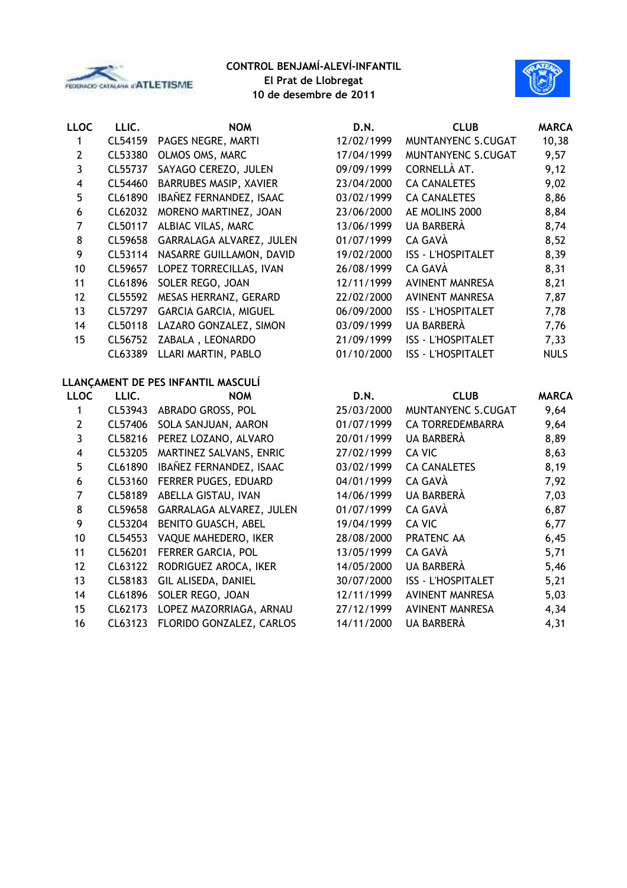**CONTROL BENJAMÍ-ALEVÍ-INFANTIL**
**El Prat de Llobregat**
**10 de desembre de 2011**

| LLOC | LLIC. | NOM | D.N. | CLUB | MARCA |
|---|---|---|---|---|---|
| 1 | CL54159 | PAGES NEGRE, MARTI | 12/02/1999 | MUNTANYENC S.CUGAT | 10,38 |
| 2 | CL53380 | OLMOS OMS, MARC | 17/04/1999 | MUNTANYENC S.CUGAT | 9,57 |
| 3 | CL55737 | SAYAGO CEREZO, JULEN | 09/09/1999 | CORNELLÀ AT. | 9,12 |
| 4 | CL54460 | BARRUBES MASIP, XAVIER | 23/04/2000 | CA CANALETES | 9,02 |
| 5 | CL61890 | IBAÑEZ FERNANDEZ, ISAAC | 03/02/1999 | CA CANALETES | 8,86 |
| 6 | CL62032 | MORENO MARTINEZ, JOAN | 23/06/2000 | AE MOLINS 2000 | 8,84 |
| 7 | CL50117 | ALBIAC VILAS, MARC | 13/06/1999 | UA BARBERÀ | 8,74 |
| 8 | CL59658 | GARRALAGA ALVAREZ, JULEN | 01/07/1999 | CA GAVÀ | 8,52 |
| 9 | CL53114 | NASARRE GUILLAMON, DAVID | 19/02/2000 | ISS - L'HOSPITALET | 8,39 |
| 10 | CL59657 | LOPEZ TORRECILLAS, IVAN | 26/08/1999 | CA GAVÀ | 8,31 |
| 11 | CL61896 | SOLER REGO, JOAN | 12/11/1999 | AVINENT MANRESA | 8,21 |
| 12 | CL55592 | MESAS HERRANZ, GERARD | 22/02/2000 | AVINENT MANRESA | 7,87 |
| 13 | CL57297 | GARCIA GARCIA, MIGUEL | 06/09/2000 | ISS - L'HOSPITALET | 7,78 |
| 14 | CL50118 | LAZARO GONZALEZ, SIMON | 03/09/1999 | UA BARBERÀ | 7,76 |
| 15 | CL56752 | ZABALA , LEONARDO | 21/09/1999 | ISS - L'HOSPITALET | 7,33 |
| | CL63389 | LLARI MARTIN, PABLO | 01/10/2000 | ISS - L'HOSPITALET | NULS |

**LLANÇAMENT DE PES INFANTIL MASCULÍ**

| LLOC | LLIC. | NOM | D.N. | CLUB | MARCA |
|---|---|---|---|---|---|
| 1 | CL53943 | ABRADO GROSS, POL | 25/03/2000 | MUNTANYENC S.CUGAT | 9,64 |
| 2 | CL57406 | SOLA SANJUAN, AARON | 01/07/1999 | CA TORREDEMBARRA | 9,64 |
| 3 | CL58216 | PEREZ LOZANO, ALVARO | 20/01/1999 | UA BARBERÀ | 8,89 |
| 4 | CL53205 | MARTINEZ SALVANS, ENRIC | 27/02/1999 | CA VIC | 8,63 |
| 5 | CL61890 | IBAÑEZ FERNANDEZ, ISAAC | 03/02/1999 | CA CANALETES | 8,19 |
| 6 | CL53160 | FERRER PUGES, EDUARD | 04/01/1999 | CA GAVÀ | 7,92 |
| 7 | CL58189 | ABELLA GISTAU, IVAN | 14/06/1999 | UA BARBERÀ | 7,03 |
| 8 | CL59658 | GARRALAGA ALVAREZ, JULEN | 01/07/1999 | CA GAVÀ | 6,87 |
| 9 | CL53204 | BENITO GUASCH, ABEL | 19/04/1999 | CA VIC | 6,77 |
| 10 | CL54553 | VAQUE MAHEDERO, IKER | 28/08/2000 | PRATENC AA | 6,45 |
| 11 | CL56201 | FERRER GARCIA, POL | 13/05/1999 | CA GAVÀ | 5,71 |
| 12 | CL63122 | RODRIGUEZ AROCA, IKER | 14/05/2000 | UA BARBERÀ | 5,46 |
| 13 | CL58183 | GIL ALISEDA, DANIEL | 30/07/2000 | ISS - L'HOSPITALET | 5,21 |
| 14 | CL61896 | SOLER REGO, JOAN | 12/11/1999 | AVINENT MANRESA | 5,03 |
| 15 | CL62173 | LOPEZ MAZORRIAGA, ARNAU | 27/12/1999 | AVINENT MANRESA | 4,34 |
| 16 | CL63123 | FLORIDO GONZALEZ, CARLOS | 14/11/2000 | UA BARBERÀ | 4,31 |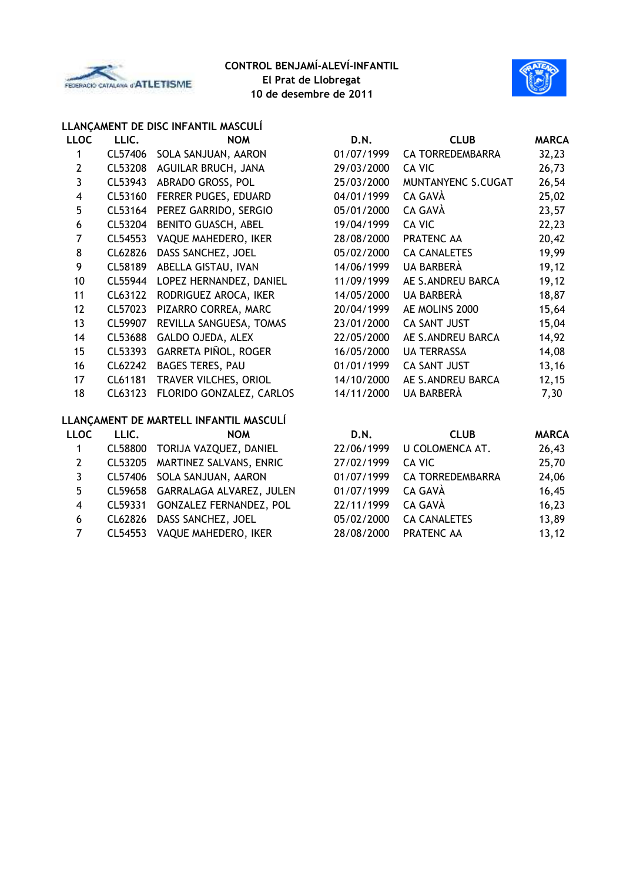**CONTROL BENJAMÍ-ALEVÍ-INFANTIL**
**El Prat de Llobregat**
**10 de desembre de 2011**

## LLANÇAMENT DE DISC INFANTIL MASCULÍ

| LLOC | LLIC. | NOM | D.N. | CLUB | MARCA |
|---|---|---|---|---|---|
| 1 | CL57406 | SOLA SANJUAN, AARON | 01/07/1999 | CA TORREDEMBARRA | 32,23 |
| 2 | CL53208 | AGUILAR BRUCH, JANA | 29/03/2000 | CA VIC | 26,73 |
| 3 | CL53943 | ABRADO GROSS, POL | 25/03/2000 | MUNTANYENC S.CUGAT | 26,54 |
| 4 | CL53160 | FERRER PUGES, EDUARD | 04/01/1999 | CA GAVÀ | 25,02 |
| 5 | CL53164 | PEREZ GARRIDO, SERGIO | 05/01/2000 | CA GAVÀ | 23,57 |
| 6 | CL53204 | BENITO GUASCH, ABEL | 19/04/1999 | CA VIC | 22,23 |
| 7 | CL54553 | VAQUE MAHEDERO, IKER | 28/08/2000 | PRATENC AA | 20,42 |
| 8 | CL62826 | DASS SANCHEZ, JOEL | 05/02/2000 | CA CANALETES | 19,99 |
| 9 | CL58189 | ABELLA GISTAU, IVAN | 14/06/1999 | UA BARBERÀ | 19,12 |
| 10 | CL55944 | LOPEZ HERNANDEZ, DANIEL | 11/09/1999 | AE S.ANDREU BARCA | 19,12 |
| 11 | CL63122 | RODRIGUEZ AROCA, IKER | 14/05/2000 | UA BARBERÀ | 18,87 |
| 12 | CL57023 | PIZARRO CORREA, MARC | 20/04/1999 | AE MOLINS 2000 | 15,64 |
| 13 | CL59907 | REVILLA SANGUESA, TOMAS | 23/01/2000 | CA SANT JUST | 15,04 |
| 14 | CL53688 | GALDO OJEDA, ALEX | 22/05/2000 | AE S.ANDREU BARCA | 14,92 |
| 15 | CL53393 | GARRETA PIÑOL, ROGER | 16/05/2000 | UA TERRASSA | 14,08 |
| 16 | CL62242 | BAGES TERES, PAU | 01/01/1999 | CA SANT JUST | 13,16 |
| 17 | CL61181 | TRAVER VILCHES, ORIOL | 14/10/2000 | AE S.ANDREU BARCA | 12,15 |
| 18 | CL63123 | FLORIDO GONZALEZ, CARLOS | 14/11/2000 | UA BARBERÀ | 7,30 |

## LLANÇAMENT DE MARTELL INFANTIL MASCULÍ

| LLOC | LLIC. | NOM | D.N. | CLUB | MARCA |
|---|---|---|---|---|---|
| 1 | CL58800 | TORIJA VAZQUEZ, DANIEL | 22/06/1999 | U COLOMENCA AT. | 26,43 |
| 2 | CL53205 | MARTINEZ SALVANS, ENRIC | 27/02/1999 | CA VIC | 25,70 |
| 3 | CL57406 | SOLA SANJUAN, AARON | 01/07/1999 | CA TORREDEMBARRA | 24,06 |
| 5 | CL59658 | GARRALAGA ALVAREZ, JULEN | 01/07/1999 | CA GAVÀ | 16,45 |
| 4 | CL59331 | GONZALEZ FERNANDEZ, POL | 22/11/1999 | CA GAVÀ | 16,23 |
| 6 | CL62826 | DASS SANCHEZ, JOEL | 05/02/2000 | CA CANALETES | 13,89 |
| 7 | CL54553 | VAQUE MAHEDERO, IKER | 28/08/2000 | PRATENC AA | 13,12 |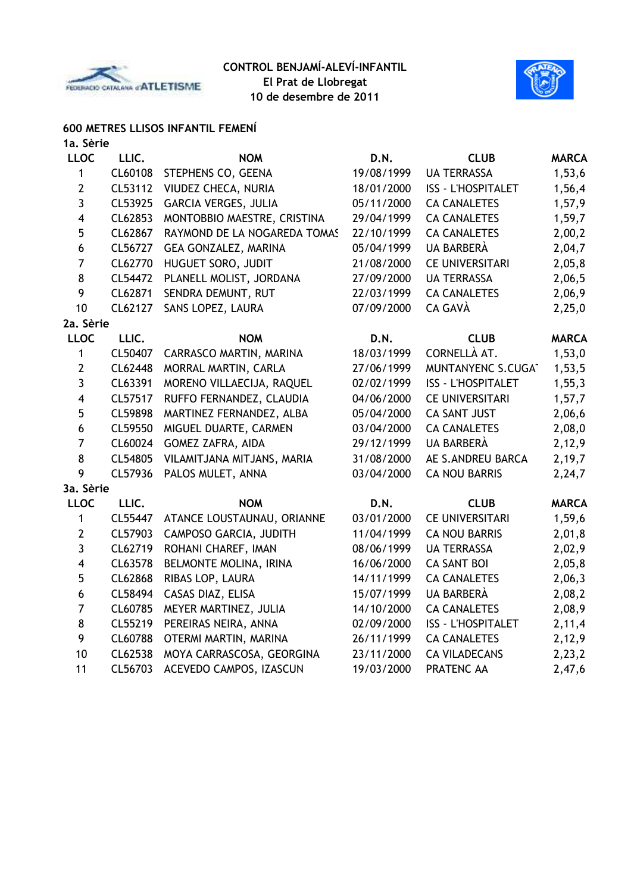**CONTROL BENJAMÍ-ALEVÍ-INFANTIL**
**El Prat de Llobregat**
**10 de desembre de 2011**

## 600 METRES LLISOS INFANTIL FEMENÍ

### 1a. Sèrie

| LLOC | LLIC. | NOM | D.N. | CLUB | MARCA |
|---|---|---|---|---|---|
| 1 | CL60108 | STEPHENS CO, GEENA | 19/08/1999 | UA TERRASSA | 1,53,6 |
| 2 | CL53112 | VIUDEZ CHECA, NURIA | 18/01/2000 | ISS - L'HOSPITALET | 1,56,4 |
| 3 | CL53925 | GARCIA VERGES, JULIA | 05/11/2000 | CA CANALETES | 1,57,9 |
| 4 | CL62853 | MONTOBBIO MAESTRE, CRISTINA | 29/04/1999 | CA CANALETES | 1,59,7 |
| 5 | CL62867 | RAYMOND DE LA NOGAREDA TOMAS | 22/10/1999 | CA CANALETES | 2,00,2 |
| 6 | CL56727 | GEA GONZALEZ, MARINA | 05/04/1999 | UA BARBERÀ | 2,04,7 |
| 7 | CL62770 | HUGUET SORO, JUDIT | 21/08/2000 | CE UNIVERSITARI | 2,05,8 |
| 8 | CL54472 | PLANELL MOLIST, JORDANA | 27/09/2000 | UA TERRASSA | 2,06,5 |
| 9 | CL62871 | SENDRA DEMUNT, RUT | 22/03/1999 | CA CANALETES | 2,06,9 |
| 10 | CL62127 | SANS LOPEZ, LAURA | 07/09/2000 | CA GAVÀ | 2,25,0 |

### 2a. Sèrie

| LLOC | LLIC. | NOM | D.N. | CLUB | MARCA |
|---|---|---|---|---|---|
| 1 | CL50407 | CARRASCO MARTIN, MARINA | 18/03/1999 | CORNELLÀ AT. | 1,53,0 |
| 2 | CL62448 | MORRAL MARTIN, CARLA | 27/06/1999 | MUNTANYENC S.CUGAT | 1,53,5 |
| 3 | CL63391 | MORENO VILLAECIJA, RAQUEL | 02/02/1999 | ISS - L'HOSPITALET | 1,55,3 |
| 4 | CL57517 | RUFFO FERNANDEZ, CLAUDIA | 04/06/2000 | CE UNIVERSITARI | 1,57,7 |
| 5 | CL59898 | MARTINEZ FERNANDEZ, ALBA | 05/04/2000 | CA SANT JUST | 2,06,6 |
| 6 | CL59550 | MIGUEL DUARTE, CARMEN | 03/04/2000 | CA CANALETES | 2,08,0 |
| 7 | CL60024 | GOMEZ ZAFRA, AIDA | 29/12/1999 | UA BARBERÀ | 2,12,9 |
| 8 | CL54805 | VILAMITJANA MITJANS, MARIA | 31/08/2000 | AE S.ANDREU BARCA | 2,19,7 |
| 9 | CL57936 | PALOS MULET, ANNA | 03/04/2000 | CA NOU BARRIS | 2,24,7 |

### 3a. Sèrie

| LLOC | LLIC. | NOM | D.N. | CLUB | MARCA |
|---|---|---|---|---|---|
| 1 | CL55447 | ATANCE LOUSTAUNAU, ORIANNE | 03/01/2000 | CE UNIVERSITARI | 1,59,6 |
| 2 | CL57903 | CAMPOSO GARCIA, JUDITH | 11/04/1999 | CA NOU BARRIS | 2,01,8 |
| 3 | CL62719 | ROHANI CHAREF, IMAN | 08/06/1999 | UA TERRASSA | 2,02,9 |
| 4 | CL63578 | BELMONTE MOLINA, IRINA | 16/06/2000 | CA SANT BOI | 2,05,8 |
| 5 | CL62868 | RIBAS LOP, LAURA | 14/11/1999 | CA CANALETES | 2,06,3 |
| 6 | CL58494 | CASAS DIAZ, ELISA | 15/07/1999 | UA BARBERÀ | 2,08,2 |
| 7 | CL60785 | MEYER MARTINEZ, JULIA | 14/10/2000 | CA CANALETES | 2,08,9 |
| 8 | CL55219 | PEREIRAS NEIRA, ANNA | 02/09/2000 | ISS - L'HOSPITALET | 2,11,4 |
| 9 | CL60788 | OTERMI MARTIN, MARINA | 26/11/1999 | CA CANALETES | 2,12,9 |
| 10 | CL62538 | MOYA CARRASCOSA, GEORGINA | 23/11/2000 | CA VILADECANS | 2,23,2 |
| 11 | CL56703 | ACEVEDO CAMPOS, IZASCUN | 19/03/2000 | PRATENC AA | 2,47,6 |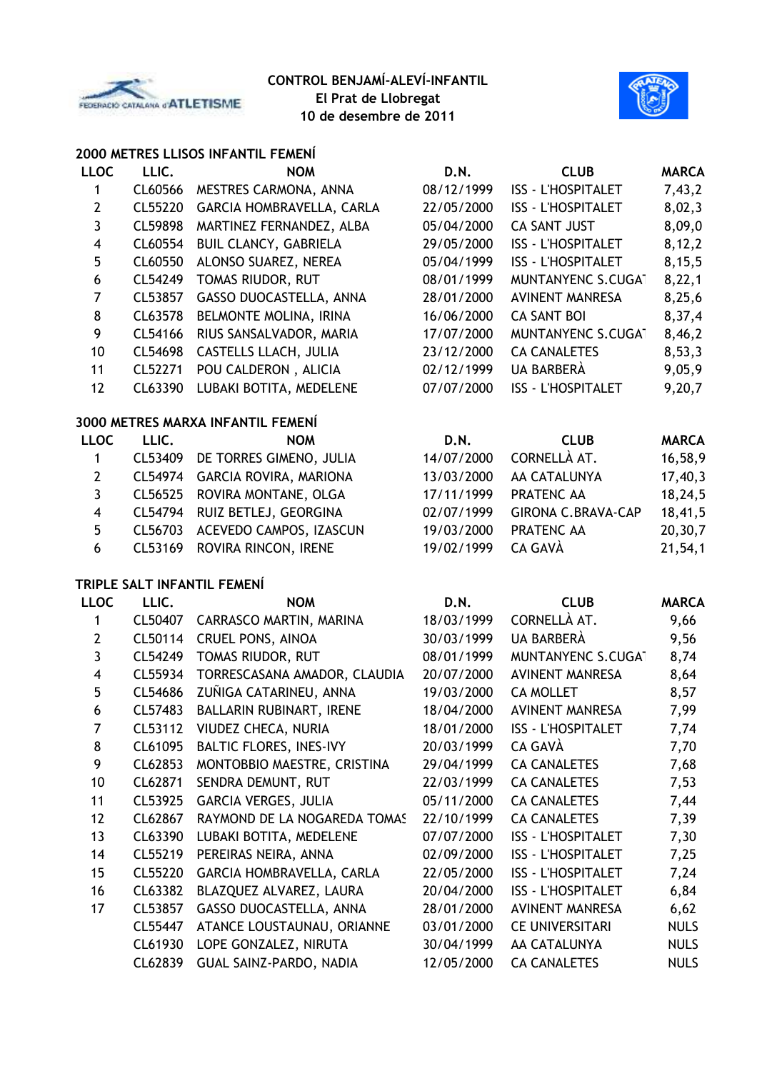**CONTROL BENJAMÍ-ALEVÍ-INFANTIL**
**El Prat de Llobregat**
**10 de desembre de 2011**

## 2000 METRES LLISOS INFANTIL FEMENÍ

| LLOC | LLIC. | NOM | D.N. | CLUB | MARCA |
|---|---|---|---|---|---|
| 1 | CL60566 | MESTRES CARMONA, ANNA | 08/12/1999 | ISS - L'HOSPITALET | 7,43,2 |
| 2 | CL55220 | GARCIA HOMBRAVELLA, CARLA | 22/05/2000 | ISS - L'HOSPITALET | 8,02,3 |
| 3 | CL59898 | MARTINEZ FERNANDEZ, ALBA | 05/04/2000 | CA SANT JUST | 8,09,0 |
| 4 | CL60554 | BUIL CLANCY, GABRIELA | 29/05/2000 | ISS - L'HOSPITALET | 8,12,2 |
| 5 | CL60550 | ALONSO SUAREZ, NEREA | 05/04/1999 | ISS - L'HOSPITALET | 8,15,5 |
| 6 | CL54249 | TOMAS RIUDOR, RUT | 08/01/1999 | MUNTANYENC S.CUGA | 8,22,1 |
| 7 | CL53857 | GASSO DUOCASTELLA, ANNA | 28/01/2000 | AVINENT MANRESA | 8,25,6 |
| 8 | CL63578 | BELMONTE MOLINA, IRINA | 16/06/2000 | CA SANT BOI | 8,37,4 |
| 9 | CL54166 | RIUS SANSALVADOR, MARIA | 17/07/2000 | MUNTANYENC S.CUGA | 8,46,2 |
| 10 | CL54698 | CASTELLS LLACH, JULIA | 23/12/2000 | CA CANALETES | 8,53,3 |
| 11 | CL52271 | POU CALDERON , ALICIA | 02/12/1999 | UA BARBERÀ | 9,05,9 |
| 12 | CL63390 | LUBAKI BOTITA, MEDELENE | 07/07/2000 | ISS - L'HOSPITALET | 9,20,7 |

## 3000 METRES MARXA INFANTIL FEMENÍ

| LLOC | LLIC. | NOM | D.N. | CLUB | MARCA |
|---|---|---|---|---|---|
| 1 | CL53409 | DE TORRES GIMENO, JULIA | 14/07/2000 | CORNELLÀ AT. | 16,58,9 |
| 2 | CL54974 | GARCIA ROVIRA, MARIONA | 13/03/2000 | AA CATALUNYA | 17,40,3 |
| 3 | CL56525 | ROVIRA MONTANE, OLGA | 17/11/1999 | PRATENC AA | 18,24,5 |
| 4 | CL54794 | RUIZ BETLEJ, GEORGINA | 02/07/1999 | GIRONA C.BRAVA-CAP | 18,41,5 |
| 5 | CL56703 | ACEVEDO CAMPOS, IZASCUN | 19/03/2000 | PRATENC AA | 20,30,7 |
| 6 | CL53169 | ROVIRA RINCON, IRENE | 19/02/1999 | CA GAVÀ | 21,54,1 |

## TRIPLE SALT INFANTIL FEMENÍ

| LLOC | LLIC. | NOM | D.N. | CLUB | MARCA |
|---|---|---|---|---|---|
| 1 | CL50407 | CARRASCO MARTIN, MARINA | 18/03/1999 | CORNELLÀ AT. | 9,66 |
| 2 | CL50114 | CRUEL PONS, AINOA | 30/03/1999 | UA BARBERÀ | 9,56 |
| 3 | CL54249 | TOMAS RIUDOR, RUT | 08/01/1999 | MUNTANYENC S.CUGA | 8,74 |
| 4 | CL55934 | TORRESCASANA AMADOR, CLAUDIA | 20/07/2000 | AVINENT MANRESA | 8,64 |
| 5 | CL54686 | ZUÑIGA CATARINEU, ANNA | 19/03/2000 | CA MOLLET | 8,57 |
| 6 | CL57483 | BALLARIN RUBINART, IRENE | 18/04/2000 | AVINENT MANRESA | 7,99 |
| 7 | CL53112 | VIUDEZ CHECA, NURIA | 18/01/2000 | ISS - L'HOSPITALET | 7,74 |
| 8 | CL61095 | BALTIC FLORES, INES-IVY | 20/03/1999 | CA GAVÀ | 7,70 |
| 9 | CL62853 | MONTOBBIO MAESTRE, CRISTINA | 29/04/1999 | CA CANALETES | 7,68 |
| 10 | CL62871 | SENDRA DEMUNT, RUT | 22/03/1999 | CA CANALETES | 7,53 |
| 11 | CL53925 | GARCIA VERGES, JULIA | 05/11/2000 | CA CANALETES | 7,44 |
| 12 | CL62867 | RAYMOND DE LA NOGAREDA TOMAS | 22/10/1999 | CA CANALETES | 7,39 |
| 13 | CL63390 | LUBAKI BOTITA, MEDELENE | 07/07/2000 | ISS - L'HOSPITALET | 7,30 |
| 14 | CL55219 | PEREIRAS NEIRA, ANNA | 02/09/2000 | ISS - L'HOSPITALET | 7,25 |
| 15 | CL55220 | GARCIA HOMBRAVELLA, CARLA | 22/05/2000 | ISS - L'HOSPITALET | 7,24 |
| 16 | CL63382 | BLAZQUEZ ALVAREZ, LAURA | 20/04/2000 | ISS - L'HOSPITALET | 6,84 |
| 17 | CL53857 | GASSO DUOCASTELLA, ANNA | 28/01/2000 | AVINENT MANRESA | 6,62 |
| | CL55447 | ATANCE LOUSTAUNAU, ORIANNE | 03/01/2000 | CE UNIVERSITARI | NULS |
| | CL61930 | LOPE GONZALEZ, NIRUTA | 30/04/1999 | AA CATALUNYA | NULS |
| | CL62839 | GUAL SAINZ-PARDO, NADIA | 12/05/2000 | CA CANALETES | NULS |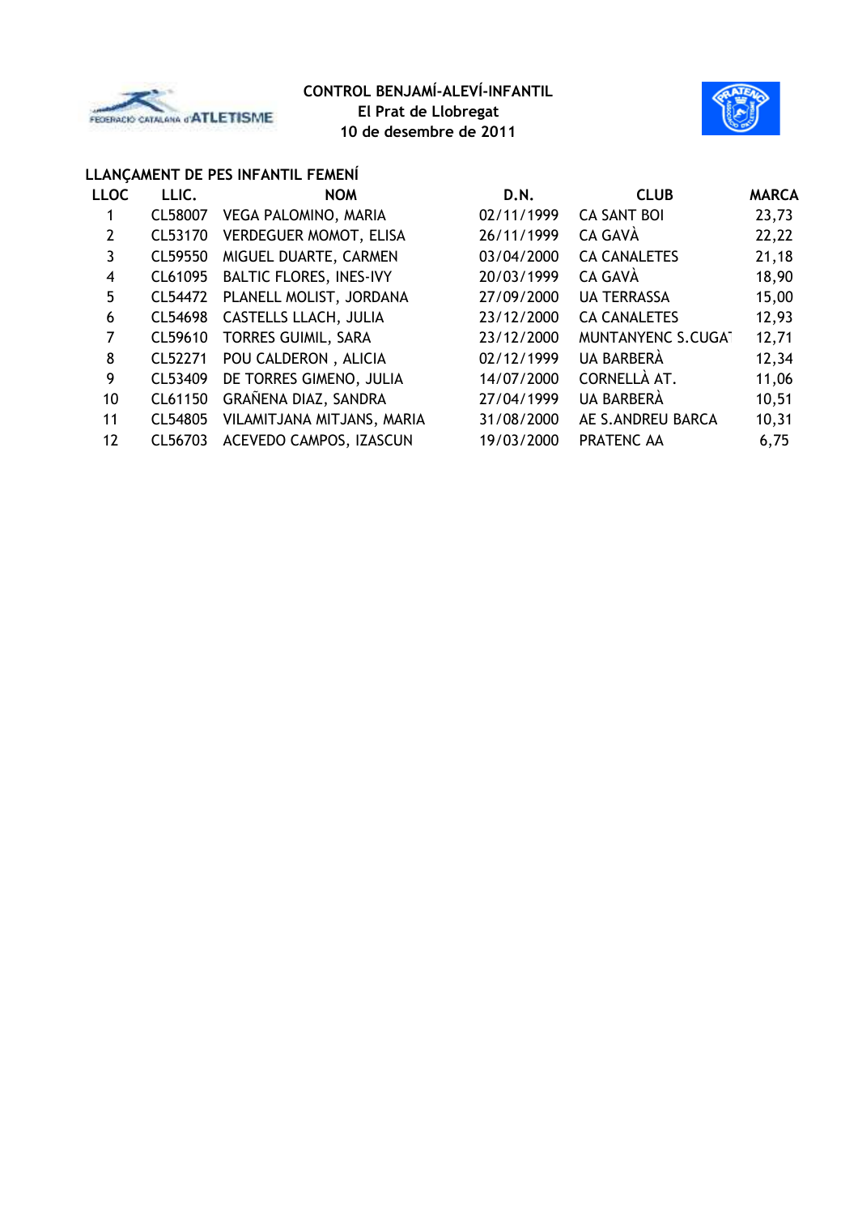**CONTROL BENJAMÍ-ALEVÍ-INFANTIL**
**El Prat de Llobregat**
**10 de desembre de 2011**

## LLANÇAMENT DE PES INFANTIL FEMENÍ

| LLOC | LLIC. | NOM | D.N. | CLUB | MARCA |
|---|---|---|---|---|---|
| 1 | CL58007 | VEGA PALOMINO, MARIA | 02/11/1999 | CA SANT BOI | 23,73 |
| 2 | CL53170 | VERDEGUER MOMOT, ELISA | 26/11/1999 | CA GAVÀ | 22,22 |
| 3 | CL59550 | MIGUEL DUARTE, CARMEN | 03/04/2000 | CA CANALETES | 21,18 |
| 4 | CL61095 | BALTIC FLORES, INES-IVY | 20/03/1999 | CA GAVÀ | 18,90 |
| 5 | CL54472 | PLANELL MOLIST, JORDANA | 27/09/2000 | UA TERRASSA | 15,00 |
| 6 | CL54698 | CASTELLS LLACH, JULIA | 23/12/2000 | CA CANALETES | 12,93 |
| 7 | CL59610 | TORRES GUIMIL, SARA | 23/12/2000 | MUNTANYENC S.CUGAT | 12,71 |
| 8 | CL52271 | POU CALDERON , ALICIA | 02/12/1999 | UA BARBERÀ | 12,34 |
| 9 | CL53409 | DE TORRES GIMENO, JULIA | 14/07/2000 | CORNELLÀ AT. | 11,06 |
| 10 | CL61150 | GRAÑENA DIAZ, SANDRA | 27/04/1999 | UA BARBERÀ | 10,51 |
| 11 | CL54805 | VILAMITJANA MITJANS, MARIA | 31/08/2000 | AE S.ANDREU BARCA | 10,31 |
| 12 | CL56703 | ACEVEDO CAMPOS, IZASCUN | 19/03/2000 | PRATENC AA | 6,75 |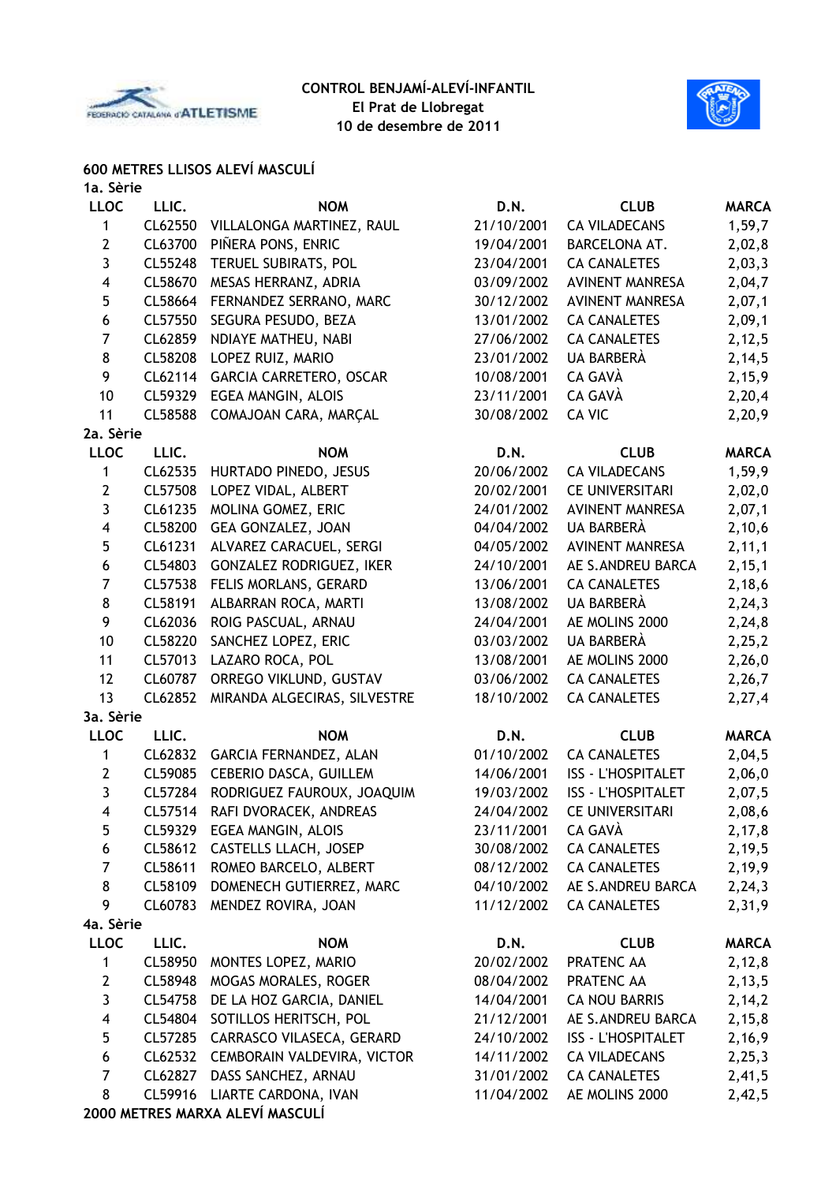**CONTROL BENJAMÍ-ALEVÍ-INFANTIL**
**El Prat de Llobregat**
**10 de desembre de 2011**

## 600 METRES LLISOS ALEVÍ MASCULÍ

### 1a. Sèrie

| LLOC | LLIC. | NOM | D.N. | CLUB | MARCA |
|---|---|---|---|---|---|
| 1 | CL62550 | VILLALONGA MARTINEZ, RAUL | 21/10/2001 | CA VILADECANS | 1,59,7 |
| 2 | CL63700 | PIÑERA PONS, ENRIC | 19/04/2001 | BARCELONA AT. | 2,02,8 |
| 3 | CL55248 | TERUEL SUBIRATS, POL | 23/04/2001 | CA CANALETES | 2,03,3 |
| 4 | CL58670 | MESAS HERRANZ, ADRIA | 03/09/2002 | AVINENT MANRESA | 2,04,7 |
| 5 | CL58664 | FERNANDEZ SERRANO, MARC | 30/12/2002 | AVINENT MANRESA | 2,07,1 |
| 6 | CL57550 | SEGURA PESUDO, BEZA | 13/01/2002 | CA CANALETES | 2,09,1 |
| 7 | CL62859 | NDIAYE MATHEU, NABI | 27/06/2002 | CA CANALETES | 2,12,5 |
| 8 | CL58208 | LOPEZ RUIZ, MARIO | 23/01/2002 | UA BARBERÀ | 2,14,5 |
| 9 | CL62114 | GARCIA CARRETERO, OSCAR | 10/08/2001 | CA GAVÀ | 2,15,9 |
| 10 | CL59329 | EGEA MANGIN, ALOIS | 23/11/2001 | CA GAVÀ | 2,20,4 |
| 11 | CL58588 | COMAJOAN CARA, MARÇAL | 30/08/2002 | CA VIC | 2,20,9 |

### 2a. Sèrie

| LLOC | LLIC. | NOM | D.N. | CLUB | MARCA |
|---|---|---|---|---|---|
| 1 | CL62535 | HURTADO PINEDO, JESUS | 20/06/2002 | CA VILADECANS | 1,59,9 |
| 2 | CL57508 | LOPEZ VIDAL, ALBERT | 20/02/2001 | CE UNIVERSITARI | 2,02,0 |
| 3 | CL61235 | MOLINA GOMEZ, ERIC | 24/01/2002 | AVINENT MANRESA | 2,07,1 |
| 4 | CL58200 | GEA GONZALEZ, JOAN | 04/04/2002 | UA BARBERÀ | 2,10,6 |
| 5 | CL61231 | ALVAREZ CARACUEL, SERGI | 04/05/2002 | AVINENT MANRESA | 2,11,1 |
| 6 | CL54803 | GONZALEZ RODRIGUEZ, IKER | 24/10/2001 | AE S.ANDREU BARCA | 2,15,1 |
| 7 | CL57538 | FELIS MORLANS, GERARD | 13/06/2001 | CA CANALETES | 2,18,6 |
| 8 | CL58191 | ALBARRAN ROCA, MARTI | 13/08/2002 | UA BARBERÀ | 2,24,3 |
| 9 | CL62036 | ROIG PASCUAL, ARNAU | 24/04/2001 | AE MOLINS 2000 | 2,24,8 |
| 10 | CL58220 | SANCHEZ LOPEZ, ERIC | 03/03/2002 | UA BARBERÀ | 2,25,2 |
| 11 | CL57013 | LAZARO ROCA, POL | 13/08/2001 | AE MOLINS 2000 | 2,26,0 |
| 12 | CL60787 | ORREGO VIKLUND, GUSTAV | 03/06/2002 | CA CANALETES | 2,26,7 |
| 13 | CL62852 | MIRANDA ALGECIRAS, SILVESTRE | 18/10/2002 | CA CANALETES | 2,27,4 |

### 3a. Sèrie

| LLOC | LLIC. | NOM | D.N. | CLUB | MARCA |
|---|---|---|---|---|---|
| 1 | CL62832 | GARCIA FERNANDEZ, ALAN | 01/10/2002 | CA CANALETES | 2,04,5 |
| 2 | CL59085 | CEBERIO DASCA, GUILLEM | 14/06/2001 | ISS - L'HOSPITALET | 2,06,0 |
| 3 | CL57284 | RODRIGUEZ FAUROUX, JOAQUIM | 19/03/2002 | ISS - L'HOSPITALET | 2,07,5 |
| 4 | CL57514 | RAFI DVORACEK, ANDREAS | 24/04/2002 | CE UNIVERSITARI | 2,08,6 |
| 5 | CL59329 | EGEA MANGIN, ALOIS | 23/11/2001 | CA GAVÀ | 2,17,8 |
| 6 | CL58612 | CASTELLS LLACH, JOSEP | 30/08/2002 | CA CANALETES | 2,19,5 |
| 7 | CL58611 | ROMEO BARCELO, ALBERT | 08/12/2002 | CA CANALETES | 2,19,9 |
| 8 | CL58109 | DOMENECH GUTIERREZ, MARC | 04/10/2002 | AE S.ANDREU BARCA | 2,24,3 |
| 9 | CL60783 | MENDEZ ROVIRA, JOAN | 11/12/2002 | CA CANALETES | 2,31,9 |

### 4a. Sèrie

| LLOC | LLIC. | NOM | D.N. | CLUB | MARCA |
|---|---|---|---|---|---|
| 1 | CL58950 | MONTES LOPEZ, MARIO | 20/02/2002 | PRATENC AA | 2,12,8 |
| 2 | CL58948 | MOGAS MORALES, ROGER | 08/04/2002 | PRATENC AA | 2,13,5 |
| 3 | CL54758 | DE LA HOZ GARCIA, DANIEL | 14/04/2001 | CA NOU BARRIS | 2,14,2 |
| 4 | CL54804 | SOTILLOS HERITSCH, POL | 21/12/2001 | AE S.ANDREU BARCA | 2,15,8 |
| 5 | CL57285 | CARRASCO VILASECA, GERARD | 24/10/2002 | ISS - L'HOSPITALET | 2,16,9 |
| 6 | CL62532 | CEMBORAIN VALDEVIRA, VICTOR | 14/11/2002 | CA VILADECANS | 2,25,3 |
| 7 | CL62827 | DASS SANCHEZ, ARNAU | 31/01/2002 | CA CANALETES | 2,41,5 |
| 8 | CL59916 | LIARTE CARDONA, IVAN | 11/04/2002 | AE MOLINS 2000 | 2,42,5 |

## 2000 METRES MARXA ALEVÍ MASCULÍ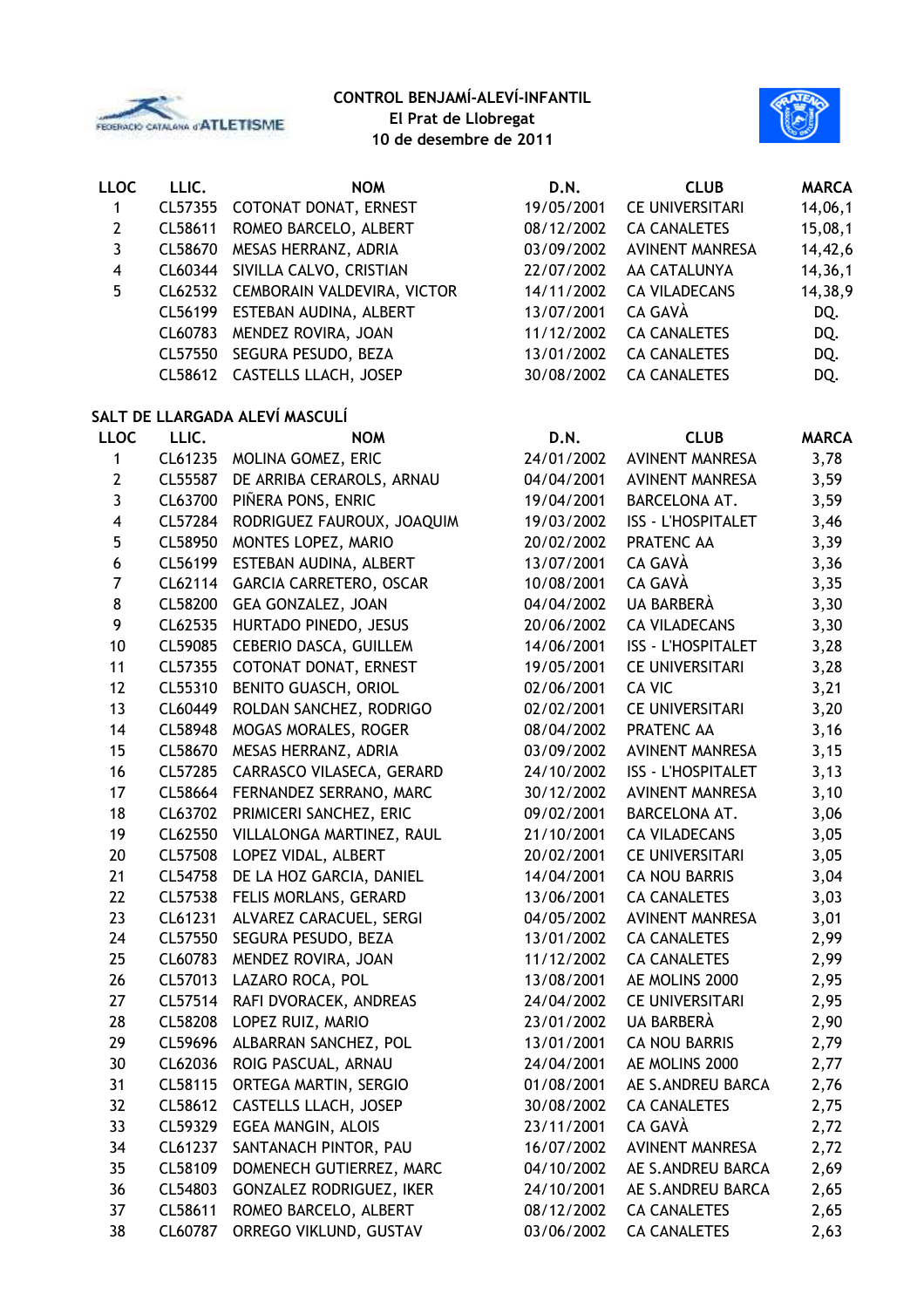**CONTROL BENJAMÍ-ALEVÍ-INFANTIL**
**El Prat de Llobregat**
**10 de desembre de 2011**

| LLOC | LLIC. | NOM | D.N. | CLUB | MARCA |
|---|---|---|---|---|---|
| 1 | CL57355 | COTONAT DONAT, ERNEST | 19/05/2001 | CE UNIVERSITARI | 14,06,1 |
| 2 | CL58611 | ROMEO BARCELO, ALBERT | 08/12/2002 | CA CANALETES | 15,08,1 |
| 3 | CL58670 | MESAS HERRANZ, ADRIA | 03/09/2002 | AVINENT MANRESA | 14,42,6 |
| 4 | CL60344 | SIVILLA CALVO, CRISTIAN | 22/07/2002 | AA CATALUNYA | 14,36,1 |
| 5 | CL62532 | CEMBORAIN VALDEVIRA, VICTOR | 14/11/2002 | CA VILADECANS | 14,38,9 |
| | CL56199 | ESTEBAN AUDINA, ALBERT | 13/07/2001 | CA GAVÀ | DQ. |
| | CL60783 | MENDEZ ROVIRA, JOAN | 11/12/2002 | CA CANALETES | DQ. |
| | CL57550 | SEGURA PESUDO, BEZA | 13/01/2002 | CA CANALETES | DQ. |
| | CL58612 | CASTELLS LLACH, JOSEP | 30/08/2002 | CA CANALETES | DQ. |

## SALT DE LLARGADA ALEVÍ MASCULÍ

| LLOC | LLIC. | NOM | D.N. | CLUB | MARCA |
|---|---|---|---|---|---|
| 1 | CL61235 | MOLINA GOMEZ, ERIC | 24/01/2002 | AVINENT MANRESA | 3,78 |
| 2 | CL55587 | DE ARRIBA CERAROLS, ARNAU | 04/04/2001 | AVINENT MANRESA | 3,59 |
| 3 | CL63700 | PIÑERA PONS, ENRIC | 19/04/2001 | BARCELONA AT. | 3,59 |
| 4 | CL57284 | RODRIGUEZ FAUROUX, JOAQUIM | 19/03/2002 | ISS - L'HOSPITALET | 3,46 |
| 5 | CL58950 | MONTES LOPEZ, MARIO | 20/02/2002 | PRATENC AA | 3,39 |
| 6 | CL56199 | ESTEBAN AUDINA, ALBERT | 13/07/2001 | CA GAVÀ | 3,36 |
| 7 | CL62114 | GARCIA CARRETERO, OSCAR | 10/08/2001 | CA GAVÀ | 3,35 |
| 8 | CL58200 | GEA GONZALEZ, JOAN | 04/04/2002 | UA BARBERÀ | 3,30 |
| 9 | CL62535 | HURTADO PINEDO, JESUS | 20/06/2002 | CA VILADECANS | 3,30 |
| 10 | CL59085 | CEBERIO DASCA, GUILLEM | 14/06/2001 | ISS - L'HOSPITALET | 3,28 |
| 11 | CL57355 | COTONAT DONAT, ERNEST | 19/05/2001 | CE UNIVERSITARI | 3,28 |
| 12 | CL55310 | BENITO GUASCH, ORIOL | 02/06/2001 | CA VIC | 3,21 |
| 13 | CL60449 | ROLDAN SANCHEZ, RODRIGO | 02/02/2001 | CE UNIVERSITARI | 3,20 |
| 14 | CL58948 | MOGAS MORALES, ROGER | 08/04/2002 | PRATENC AA | 3,16 |
| 15 | CL58670 | MESAS HERRANZ, ADRIA | 03/09/2002 | AVINENT MANRESA | 3,15 |
| 16 | CL57285 | CARRASCO VILASECA, GERARD | 24/10/2002 | ISS - L'HOSPITALET | 3,13 |
| 17 | CL58664 | FERNANDEZ SERRANO, MARC | 30/12/2002 | AVINENT MANRESA | 3,10 |
| 18 | CL63702 | PRIMICERI SANCHEZ, ERIC | 09/02/2001 | BARCELONA AT. | 3,06 |
| 19 | CL62550 | VILLALONGA MARTINEZ, RAUL | 21/10/2001 | CA VILADECANS | 3,05 |
| 20 | CL57508 | LOPEZ VIDAL, ALBERT | 20/02/2001 | CE UNIVERSITARI | 3,05 |
| 21 | CL54758 | DE LA HOZ GARCIA, DANIEL | 14/04/2001 | CA NOU BARRIS | 3,04 |
| 22 | CL57538 | FELIS MORLANS, GERARD | 13/06/2001 | CA CANALETES | 3,03 |
| 23 | CL61231 | ALVAREZ CARACUEL, SERGI | 04/05/2002 | AVINENT MANRESA | 3,01 |
| 24 | CL57550 | SEGURA PESUDO, BEZA | 13/01/2002 | CA CANALETES | 2,99 |
| 25 | CL60783 | MENDEZ ROVIRA, JOAN | 11/12/2002 | CA CANALETES | 2,99 |
| 26 | CL57013 | LAZARO ROCA, POL | 13/08/2001 | AE MOLINS 2000 | 2,95 |
| 27 | CL57514 | RAFI DVORACEK, ANDREAS | 24/04/2002 | CE UNIVERSITARI | 2,95 |
| 28 | CL58208 | LOPEZ RUIZ, MARIO | 23/01/2002 | UA BARBERÀ | 2,90 |
| 29 | CL59696 | ALBARRAN SANCHEZ, POL | 13/01/2001 | CA NOU BARRIS | 2,79 |
| 30 | CL62036 | ROIG PASCUAL, ARNAU | 24/04/2001 | AE MOLINS 2000 | 2,77 |
| 31 | CL58115 | ORTEGA MARTIN, SERGIO | 01/08/2001 | AE S.ANDREU BARCA | 2,76 |
| 32 | CL58612 | CASTELLS LLACH, JOSEP | 30/08/2002 | CA CANALETES | 2,75 |
| 33 | CL59329 | EGEA MANGIN, ALOIS | 23/11/2001 | CA GAVÀ | 2,72 |
| 34 | CL61237 | SANTANACH PINTOR, PAU | 16/07/2002 | AVINENT MANRESA | 2,72 |
| 35 | CL58109 | DOMENECH GUTIERREZ, MARC | 04/10/2002 | AE S.ANDREU BARCA | 2,69 |
| 36 | CL54803 | GONZALEZ RODRIGUEZ, IKER | 24/10/2001 | AE S.ANDREU BARCA | 2,65 |
| 37 | CL58611 | ROMEO BARCELO, ALBERT | 08/12/2002 | CA CANALETES | 2,65 |
| 38 | CL60787 | ORREGO VIKLUND, GUSTAV | 03/06/2002 | CA CANALETES | 2,63 |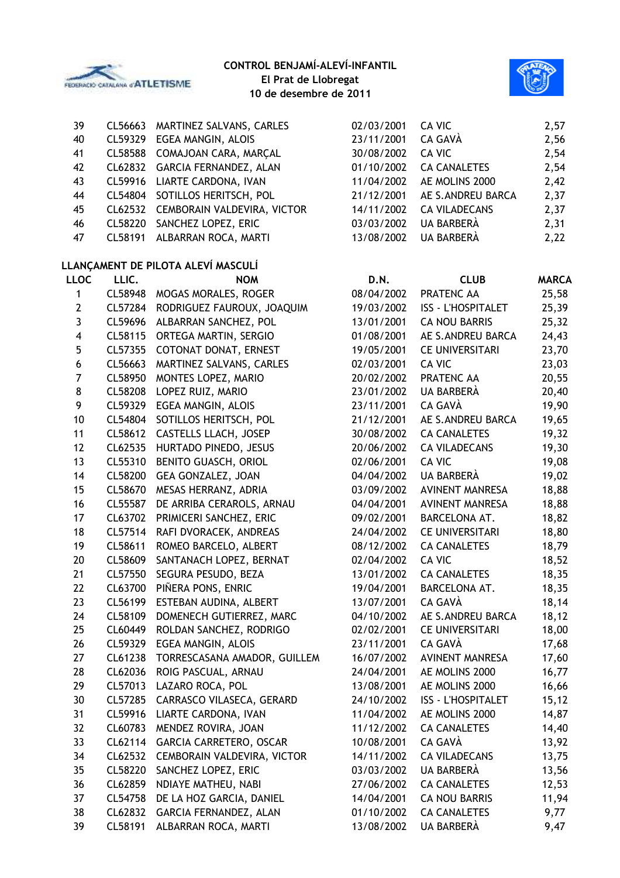**CONTROL BENJAMÍ-ALEVÍ-INFANTIL**
**El Prat de Llobregat**
**10 de desembre de 2011**

| | | | | | |
|---|---|---|---|---|---|
| 39 | CL56663 | MARTINEZ SALVANS, CARLES | 02/03/2001 | CA VIC | 2,57 |
| 40 | CL59329 | EGEA MANGIN, ALOIS | 23/11/2001 | CA GAVÀ | 2,56 |
| 41 | CL58588 | COMAJOAN CARA, MARÇAL | 30/08/2002 | CA VIC | 2,54 |
| 42 | CL62832 | GARCIA FERNANDEZ, ALAN | 01/10/2002 | CA CANALETES | 2,54 |
| 43 | CL59916 | LIARTE CARDONA, IVAN | 11/04/2002 | AE MOLINS 2000 | 2,42 |
| 44 | CL54804 | SOTILLOS HERITSCH, POL | 21/12/2001 | AE S.ANDREU BARCA | 2,37 |
| 45 | CL62532 | CEMBORAIN VALDEVIRA, VICTOR | 14/11/2002 | CA VILADECANS | 2,37 |
| 46 | CL58220 | SANCHEZ LOPEZ, ERIC | 03/03/2002 | UA BARBERÀ | 2,31 |
| 47 | CL58191 | ALBARRAN ROCA, MARTI | 13/08/2002 | UA BARBERÀ | 2,22 |

**LLANÇAMENT DE PILOTA ALEVÍ MASCULÍ**

| LLOC | LLIC. | NOM | D.N. | CLUB | MARCA |
|---|---|---|---|---|---|
| 1 | CL58948 | MOGAS MORALES, ROGER | 08/04/2002 | PRATENC AA | 25,58 |
| 2 | CL57284 | RODRIGUEZ FAUROUX, JOAQUIM | 19/03/2002 | ISS - L'HOSPITALET | 25,39 |
| 3 | CL59696 | ALBARRAN SANCHEZ, POL | 13/01/2001 | CA NOU BARRIS | 25,32 |
| 4 | CL58115 | ORTEGA MARTIN, SERGIO | 01/08/2001 | AE S.ANDREU BARCA | 24,43 |
| 5 | CL57355 | COTONAT DONAT, ERNEST | 19/05/2001 | CE UNIVERSITARI | 23,70 |
| 6 | CL56663 | MARTINEZ SALVANS, CARLES | 02/03/2001 | CA VIC | 23,03 |
| 7 | CL58950 | MONTES LOPEZ, MARIO | 20/02/2002 | PRATENC AA | 20,55 |
| 8 | CL58208 | LOPEZ RUIZ, MARIO | 23/01/2002 | UA BARBERÀ | 20,40 |
| 9 | CL59329 | EGEA MANGIN, ALOIS | 23/11/2001 | CA GAVÀ | 19,90 |
| 10 | CL54804 | SOTILLOS HERITSCH, POL | 21/12/2001 | AE S.ANDREU BARCA | 19,65 |
| 11 | CL58612 | CASTELLS LLACH, JOSEP | 30/08/2002 | CA CANALETES | 19,32 |
| 12 | CL62535 | HURTADO PINEDO, JESUS | 20/06/2002 | CA VILADECANS | 19,30 |
| 13 | CL55310 | BENITO GUASCH, ORIOL | 02/06/2001 | CA VIC | 19,08 |
| 14 | CL58200 | GEA GONZALEZ, JOAN | 04/04/2002 | UA BARBERÀ | 19,02 |
| 15 | CL58670 | MESAS HERRANZ, ADRIA | 03/09/2002 | AVINENT MANRESA | 18,88 |
| 16 | CL55587 | DE ARRIBA CERAROLS, ARNAU | 04/04/2001 | AVINENT MANRESA | 18,88 |
| 17 | CL63702 | PRIMICERI SANCHEZ, ERIC | 09/02/2001 | BARCELONA AT. | 18,82 |
| 18 | CL57514 | RAFI DVORACEK, ANDREAS | 24/04/2002 | CE UNIVERSITARI | 18,80 |
| 19 | CL58611 | ROMEO BARCELO, ALBERT | 08/12/2002 | CA CANALETES | 18,79 |
| 20 | CL58609 | SANTANACH LOPEZ, BERNAT | 02/04/2002 | CA VIC | 18,52 |
| 21 | CL57550 | SEGURA PESUDO, BEZA | 13/01/2002 | CA CANALETES | 18,35 |
| 22 | CL63700 | PIÑERA PONS, ENRIC | 19/04/2001 | BARCELONA AT. | 18,35 |
| 23 | CL56199 | ESTEBAN AUDINA, ALBERT | 13/07/2001 | CA GAVÀ | 18,14 |
| 24 | CL58109 | DOMENECH GUTIERREZ, MARC | 04/10/2002 | AE S.ANDREU BARCA | 18,12 |
| 25 | CL60449 | ROLDAN SANCHEZ, RODRIGO | 02/02/2001 | CE UNIVERSITARI | 18,00 |
| 26 | CL59329 | EGEA MANGIN, ALOIS | 23/11/2001 | CA GAVÀ | 17,68 |
| 27 | CL61238 | TORRESCASANA AMADOR, GUILLEM | 16/07/2002 | AVINENT MANRESA | 17,60 |
| 28 | CL62036 | ROIG PASCUAL, ARNAU | 24/04/2001 | AE MOLINS 2000 | 16,77 |
| 29 | CL57013 | LAZARO ROCA, POL | 13/08/2001 | AE MOLINS 2000 | 16,66 |
| 30 | CL57285 | CARRASCO VILASECA, GERARD | 24/10/2002 | ISS - L'HOSPITALET | 15,12 |
| 31 | CL59916 | LIARTE CARDONA, IVAN | 11/04/2002 | AE MOLINS 2000 | 14,87 |
| 32 | CL60783 | MENDEZ ROVIRA, JOAN | 11/12/2002 | CA CANALETES | 14,40 |
| 33 | CL62114 | GARCIA CARRETERO, OSCAR | 10/08/2001 | CA GAVÀ | 13,92 |
| 34 | CL62532 | CEMBORAIN VALDEVIRA, VICTOR | 14/11/2002 | CA VILADECANS | 13,75 |
| 35 | CL58220 | SANCHEZ LOPEZ, ERIC | 03/03/2002 | UA BARBERÀ | 13,56 |
| 36 | CL62859 | NDIAYE MATHEU, NABI | 27/06/2002 | CA CANALETES | 12,53 |
| 37 | CL54758 | DE LA HOZ GARCIA, DANIEL | 14/04/2001 | CA NOU BARRIS | 11,94 |
| 38 | CL62832 | GARCIA FERNANDEZ, ALAN | 01/10/2002 | CA CANALETES | 9,77 |
| 39 | CL58191 | ALBARRAN ROCA, MARTI | 13/08/2002 | UA BARBERÀ | 9,47 |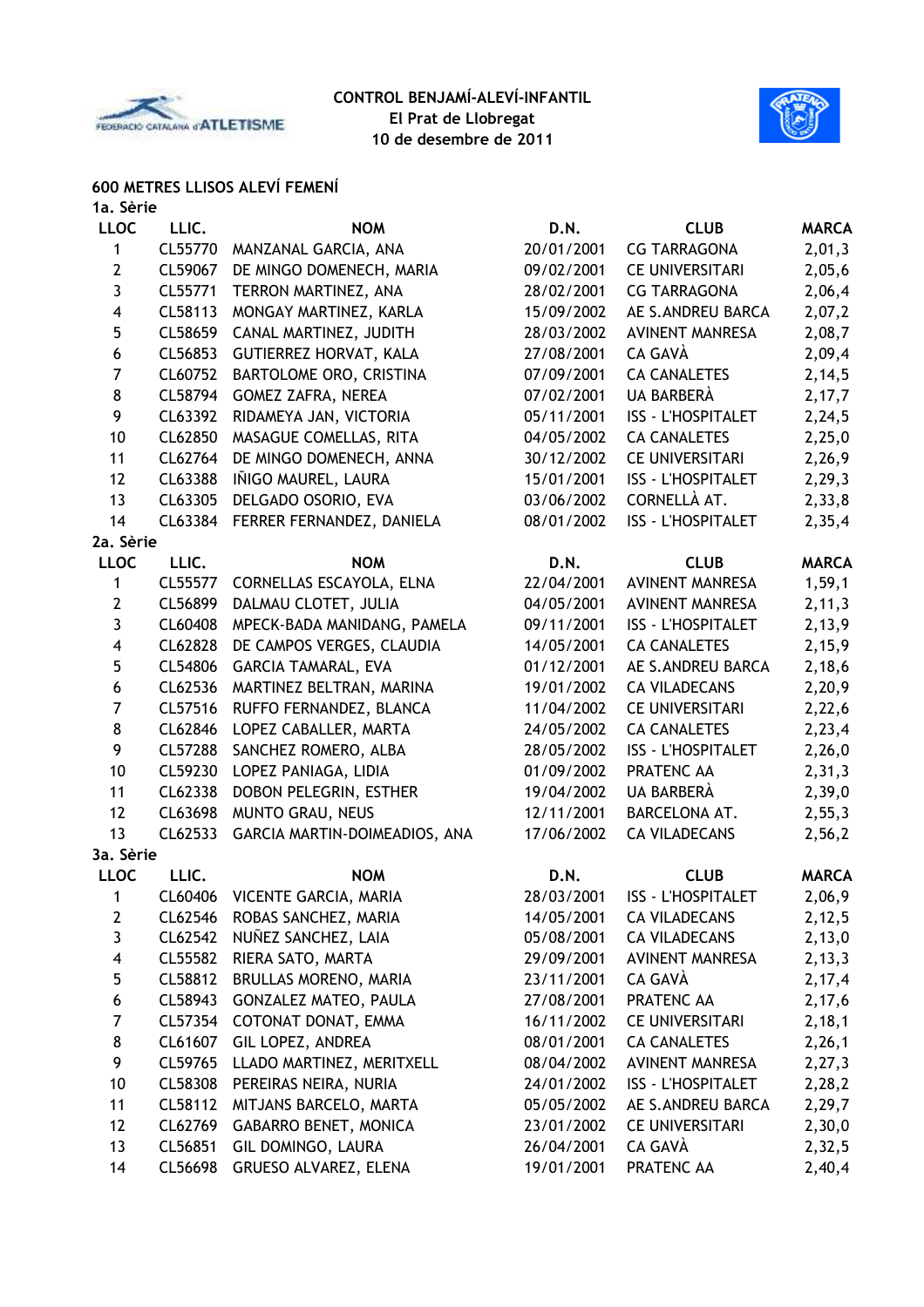**CONTROL BENJAMÍ-ALEVÍ-INFANTIL**
**El Prat de Llobregat**
**10 de desembre de 2011**

## 600 METRES LLISOS ALEVÍ FEMENÍ

### 1a. Sèrie

| LLOC | LLIC. | NOM | D.N. | CLUB | MARCA |
|---|---|---|---|---|---|
| 1 | CL55770 | MANZANAL GARCIA, ANA | 20/01/2001 | CG TARRAGONA | 2,01,3 |
| 2 | CL59067 | DE MINGO DOMENECH, MARIA | 09/02/2001 | CE UNIVERSITARI | 2,05,6 |
| 3 | CL55771 | TERRON MARTINEZ, ANA | 28/02/2001 | CG TARRAGONA | 2,06,4 |
| 4 | CL58113 | MONGAY MARTINEZ, KARLA | 15/09/2002 | AE S.ANDREU BARCA | 2,07,2 |
| 5 | CL58659 | CANAL MARTINEZ, JUDITH | 28/03/2002 | AVINENT MANRESA | 2,08,7 |
| 6 | CL56853 | GUTIERREZ HORVAT, KALA | 27/08/2001 | CA GAVÀ | 2,09,4 |
| 7 | CL60752 | BARTOLOME ORO, CRISTINA | 07/09/2001 | CA CANALETES | 2,14,5 |
| 8 | CL58794 | GOMEZ ZAFRA, NEREA | 07/02/2001 | UA BARBERÀ | 2,17,7 |
| 9 | CL63392 | RIDAMEYA JAN, VICTORIA | 05/11/2001 | ISS - L'HOSPITALET | 2,24,5 |
| 10 | CL62850 | MASAGUE COMELLAS, RITA | 04/05/2002 | CA CANALETES | 2,25,0 |
| 11 | CL62764 | DE MINGO DOMENECH, ANNA | 30/12/2002 | CE UNIVERSITARI | 2,26,9 |
| 12 | CL63388 | IÑIGO MAUREL, LAURA | 15/01/2001 | ISS - L'HOSPITALET | 2,29,3 |
| 13 | CL63305 | DELGADO OSORIO, EVA | 03/06/2002 | CORNELLÀ AT. | 2,33,8 |
| 14 | CL63384 | FERRER FERNANDEZ, DANIELA | 08/01/2002 | ISS - L'HOSPITALET | 2,35,4 |

### 2a. Sèrie

| LLOC | LLIC. | NOM | D.N. | CLUB | MARCA |
|---|---|---|---|---|---|
| 1 | CL55577 | CORNELLAS ESCAYOLA, ELNA | 22/04/2001 | AVINENT MANRESA | 1,59,1 |
| 2 | CL56899 | DALMAU CLOTET, JULIA | 04/05/2001 | AVINENT MANRESA | 2,11,3 |
| 3 | CL60408 | MPECK-BADA MANIDANG, PAMELA | 09/11/2001 | ISS - L'HOSPITALET | 2,13,9 |
| 4 | CL62828 | DE CAMPOS VERGES, CLAUDIA | 14/05/2001 | CA CANALETES | 2,15,9 |
| 5 | CL54806 | GARCIA TAMARAL, EVA | 01/12/2001 | AE S.ANDREU BARCA | 2,18,6 |
| 6 | CL62536 | MARTINEZ BELTRAN, MARINA | 19/01/2002 | CA VILADECANS | 2,20,9 |
| 7 | CL57516 | RUFFO FERNANDEZ, BLANCA | 11/04/2002 | CE UNIVERSITARI | 2,22,6 |
| 8 | CL62846 | LOPEZ CABALLER, MARTA | 24/05/2002 | CA CANALETES | 2,23,4 |
| 9 | CL57288 | SANCHEZ ROMERO, ALBA | 28/05/2002 | ISS - L'HOSPITALET | 2,26,0 |
| 10 | CL59230 | LOPEZ PANIAGA, LIDIA | 01/09/2002 | PRATENC AA | 2,31,3 |
| 11 | CL62338 | DOBON PELEGRIN, ESTHER | 19/04/2002 | UA BARBERÀ | 2,39,0 |
| 12 | CL63698 | MUNTO GRAU, NEUS | 12/11/2001 | BARCELONA AT. | 2,55,3 |
| 13 | CL62533 | GARCIA MARTIN-DOIMEADIOS, ANA | 17/06/2002 | CA VILADECANS | 2,56,2 |

### 3a. Sèrie

| LLOC | LLIC. | NOM | D.N. | CLUB | MARCA |
|---|---|---|---|---|---|
| 1 | CL60406 | VICENTE GARCIA, MARIA | 28/03/2001 | ISS - L'HOSPITALET | 2,06,9 |
| 2 | CL62546 | ROBAS SANCHEZ, MARIA | 14/05/2001 | CA VILADECANS | 2,12,5 |
| 3 | CL62542 | NUÑEZ SANCHEZ, LAIA | 05/08/2001 | CA VILADECANS | 2,13,0 |
| 4 | CL55582 | RIERA SATO, MARTA | 29/09/2001 | AVINENT MANRESA | 2,13,3 |
| 5 | CL58812 | BRULLAS MORENO, MARIA | 23/11/2001 | CA GAVÀ | 2,17,4 |
| 6 | CL58943 | GONZALEZ MATEO, PAULA | 27/08/2001 | PRATENC AA | 2,17,6 |
| 7 | CL57354 | COTONAT DONAT, EMMA | 16/11/2002 | CE UNIVERSITARI | 2,18,1 |
| 8 | CL61607 | GIL LOPEZ, ANDREA | 08/01/2001 | CA CANALETES | 2,26,1 |
| 9 | CL59765 | LLADO MARTINEZ, MERITXELL | 08/04/2002 | AVINENT MANRESA | 2,27,3 |
| 10 | CL58308 | PEREIRAS NEIRA, NURIA | 24/01/2002 | ISS - L'HOSPITALET | 2,28,2 |
| 11 | CL58112 | MITJANS BARCELO, MARTA | 05/05/2002 | AE S.ANDREU BARCA | 2,29,7 |
| 12 | CL62769 | GABARRO BENET, MONICA | 23/01/2002 | CE UNIVERSITARI | 2,30,0 |
| 13 | CL56851 | GIL DOMINGO, LAURA | 26/04/2001 | CA GAVÀ | 2,32,5 |
| 14 | CL56698 | GRUESO ALVAREZ, ELENA | 19/01/2001 | PRATENC AA | 2,40,4 |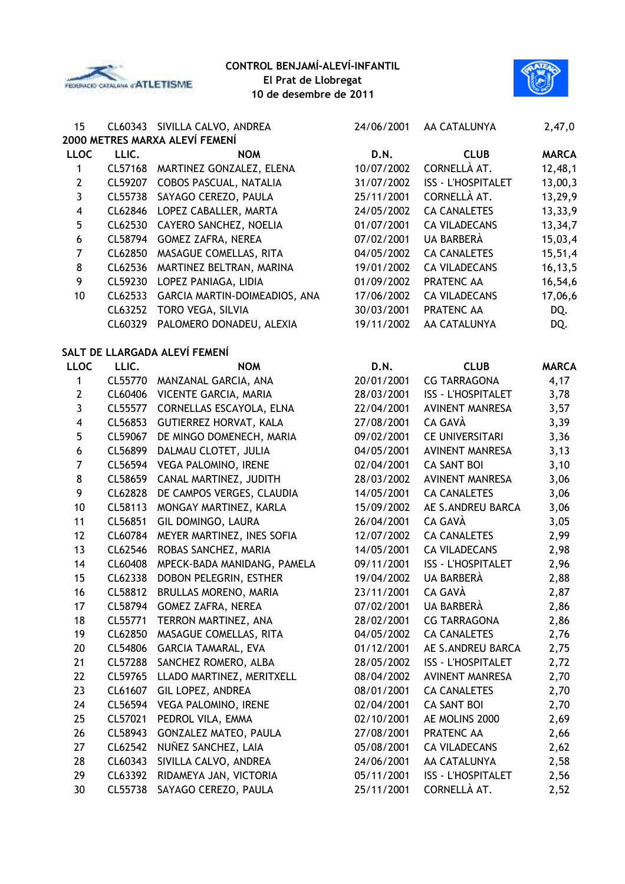| | | | | | |
|---|---|---|---|---|---|
| 15 | CL60343 | SIVILLA CALVO, ANDREA | 24/06/2001 | AA CATALUNYA | 2,47,0 |

## 2000 METRES MARXA ALEVÍ FEMENÍ

| LLOC | LLIC. | NOM | D.N. | CLUB | MARCA |
|---|---|---|---|---|---|
| 1 | CL57168 | MARTINEZ GONZALEZ, ELENA | 10/07/2002 | CORNELLÀ AT. | 12,48,1 |
| 2 | CL59207 | COBOS PASCUAL, NATALIA | 31/07/2002 | ISS - L'HOSPITALET | 13,00,3 |
| 3 | CL55738 | SAYAGO CEREZO, PAULA | 25/11/2001 | CORNELLÀ AT. | 13,29,9 |
| 4 | CL62846 | LOPEZ CABALLER, MARTA | 24/05/2002 | CA CANALETES | 13,33,9 |
| 5 | CL62530 | CAYERO SANCHEZ, NOELIA | 01/07/2001 | CA VILADECANS | 13,34,7 |
| 6 | CL58794 | GOMEZ ZAFRA, NEREA | 07/02/2001 | UA BARBERÀ | 15,03,4 |
| 7 | CL62850 | MASAGUE COMELLAS, RITA | 04/05/2002 | CA CANALETES | 15,51,4 |
| 8 | CL62536 | MARTINEZ BELTRAN, MARINA | 19/01/2002 | CA VILADECANS | 16,13,5 |
| 9 | CL59230 | LOPEZ PANIAGA, LIDIA | 01/09/2002 | PRATENC AA | 16,54,6 |
| 10 | CL62533 | GARCIA MARTIN-DOIMEADIOS, ANA | 17/06/2002 | CA VILADECANS | 17,06,6 |
| | CL63252 | TORO VEGA, SILVIA | 30/03/2001 | PRATENC AA | DQ. |
| | CL60329 | PALOMERO DONADEU, ALEXIA | 19/11/2002 | AA CATALUNYA | DQ. |

## SALT DE LLARGADA ALEVÍ FEMENÍ

| LLOC | LLIC. | NOM | D.N. | CLUB | MARCA |
|---|---|---|---|---|---|
| 1 | CL55770 | MANZANAL GARCIA, ANA | 20/01/2001 | CG TARRAGONA | 4,17 |
| 2 | CL60406 | VICENTE GARCIA, MARIA | 28/03/2001 | ISS - L'HOSPITALET | 3,78 |
| 3 | CL55577 | CORNELLAS ESCAYOLA, ELNA | 22/04/2001 | AVINENT MANRESA | 3,57 |
| 4 | CL56853 | GUTIERREZ HORVAT, KALA | 27/08/2001 | CA GAVÀ | 3,39 |
| 5 | CL59067 | DE MINGO DOMENECH, MARIA | 09/02/2001 | CE UNIVERSITARI | 3,36 |
| 6 | CL56899 | DALMAU CLOTET, JULIA | 04/05/2001 | AVINENT MANRESA | 3,13 |
| 7 | CL56594 | VEGA PALOMINO, IRENE | 02/04/2001 | CA SANT BOI | 3,10 |
| 8 | CL58659 | CANAL MARTINEZ, JUDITH | 28/03/2002 | AVINENT MANRESA | 3,06 |
| 9 | CL62828 | DE CAMPOS VERGES, CLAUDIA | 14/05/2001 | CA CANALETES | 3,06 |
| 10 | CL58113 | MONGAY MARTINEZ, KARLA | 15/09/2002 | AE S.ANDREU BARCA | 3,06 |
| 11 | CL56851 | GIL DOMINGO, LAURA | 26/04/2001 | CA GAVÀ | 3,05 |
| 12 | CL60784 | MEYER MARTINEZ, INES SOFIA | 12/07/2002 | CA CANALETES | 2,99 |
| 13 | CL62546 | ROBAS SANCHEZ, MARIA | 14/05/2001 | CA VILADECANS | 2,98 |
| 14 | CL60408 | MPECK-BADA MANIDANG, PAMELA | 09/11/2001 | ISS - L'HOSPITALET | 2,96 |
| 15 | CL62338 | DOBON PELEGRIN, ESTHER | 19/04/2002 | UA BARBERÀ | 2,88 |
| 16 | CL58812 | BRULLAS MORENO, MARIA | 23/11/2001 | CA GAVÀ | 2,87 |
| 17 | CL58794 | GOMEZ ZAFRA, NEREA | 07/02/2001 | UA BARBERÀ | 2,86 |
| 18 | CL55771 | TERRON MARTINEZ, ANA | 28/02/2001 | CG TARRAGONA | 2,86 |
| 19 | CL62850 | MASAGUE COMELLAS, RITA | 04/05/2002 | CA CANALETES | 2,76 |
| 20 | CL54806 | GARCIA TAMARAL, EVA | 01/12/2001 | AE S.ANDREU BARCA | 2,75 |
| 21 | CL57288 | SANCHEZ ROMERO, ALBA | 28/05/2002 | ISS - L'HOSPITALET | 2,72 |
| 22 | CL59765 | LLADO MARTINEZ, MERITXELL | 08/04/2002 | AVINENT MANRESA | 2,70 |
| 23 | CL61607 | GIL LOPEZ, ANDREA | 08/01/2001 | CA CANALETES | 2,70 |
| 24 | CL56594 | VEGA PALOMINO, IRENE | 02/04/2001 | CA SANT BOI | 2,70 |
| 25 | CL57021 | PEDROL VILA, EMMA | 02/10/2001 | AE MOLINS 2000 | 2,69 |
| 26 | CL58943 | GONZALEZ MATEO, PAULA | 27/08/2001 | PRATENC AA | 2,66 |
| 27 | CL62542 | NUÑEZ SANCHEZ, LAIA | 05/08/2001 | CA VILADECANS | 2,62 |
| 28 | CL60343 | SIVILLA CALVO, ANDREA | 24/06/2001 | AA CATALUNYA | 2,58 |
| 29 | CL63392 | RIDAMEYA JAN, VICTORIA | 05/11/2001 | ISS - L'HOSPITALET | 2,56 |
| 30 | CL55738 | SAYAGO CEREZO, PAULA | 25/11/2001 | CORNELLÀ AT. | 2,52 |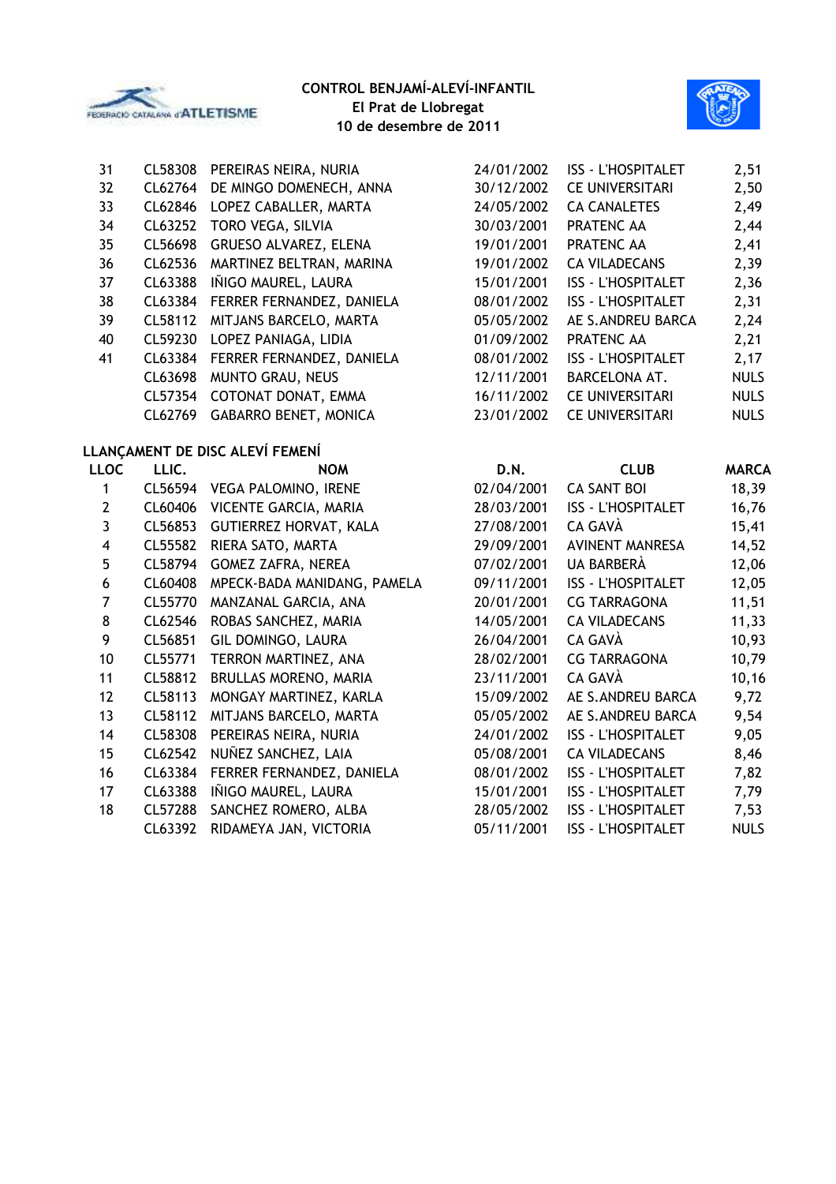**CONTROL BENJAMÍ-ALEVÍ-INFANTIL**
**El Prat de Llobregat**
**10 de desembre de 2011**

| | | | | | |
|---|---|---|---|---|---|
| 31 | CL58308 | PEREIRAS NEIRA, NURIA | 24/01/2002 | ISS - L'HOSPITALET | 2,51 |
| 32 | CL62764 | DE MINGO DOMENECH, ANNA | 30/12/2002 | CE UNIVERSITARI | 2,50 |
| 33 | CL62846 | LOPEZ CABALLER, MARTA | 24/05/2002 | CA CANALETES | 2,49 |
| 34 | CL63252 | TORO VEGA, SILVIA | 30/03/2001 | PRATENC AA | 2,44 |
| 35 | CL56698 | GRUESO ALVAREZ, ELENA | 19/01/2001 | PRATENC AA | 2,41 |
| 36 | CL62536 | MARTINEZ BELTRAN, MARINA | 19/01/2002 | CA VILADECANS | 2,39 |
| 37 | CL63388 | IÑIGO MAUREL, LAURA | 15/01/2001 | ISS - L'HOSPITALET | 2,36 |
| 38 | CL63384 | FERRER FERNANDEZ, DANIELA | 08/01/2002 | ISS - L'HOSPITALET | 2,31 |
| 39 | CL58112 | MITJANS BARCELO, MARTA | 05/05/2002 | AE S.ANDREU BARCA | 2,24 |
| 40 | CL59230 | LOPEZ PANIAGA, LIDIA | 01/09/2002 | PRATENC AA | 2,21 |
| 41 | CL63384 | FERRER FERNANDEZ, DANIELA | 08/01/2002 | ISS - L'HOSPITALET | 2,17 |
| | CL63698 | MUNTO GRAU, NEUS | 12/11/2001 | BARCELONA AT. | NULS |
| | CL57354 | COTONAT DONAT, EMMA | 16/11/2002 | CE UNIVERSITARI | NULS |
| | CL62769 | GABARRO BENET, MONICA | 23/01/2002 | CE UNIVERSITARI | NULS |

**LLANÇAMENT DE DISC ALEVÍ FEMENÍ**

| LLOC | LLIC. | NOM | D.N. | CLUB | MARCA |
|---|---|---|---|---|---|
| 1 | CL56594 | VEGA PALOMINO, IRENE | 02/04/2001 | CA SANT BOI | 18,39 |
| 2 | CL60406 | VICENTE GARCIA, MARIA | 28/03/2001 | ISS - L'HOSPITALET | 16,76 |
| 3 | CL56853 | GUTIERREZ HORVAT, KALA | 27/08/2001 | CA GAVÀ | 15,41 |
| 4 | CL55582 | RIERA SATO, MARTA | 29/09/2001 | AVINENT MANRESA | 14,52 |
| 5 | CL58794 | GOMEZ ZAFRA, NEREA | 07/02/2001 | UA BARBERÀ | 12,06 |
| 6 | CL60408 | MPECK-BADA MANIDANG, PAMELA | 09/11/2001 | ISS - L'HOSPITALET | 12,05 |
| 7 | CL55770 | MANZANAL GARCIA, ANA | 20/01/2001 | CG TARRAGONA | 11,51 |
| 8 | CL62546 | ROBAS SANCHEZ, MARIA | 14/05/2001 | CA VILADECANS | 11,33 |
| 9 | CL56851 | GIL DOMINGO, LAURA | 26/04/2001 | CA GAVÀ | 10,93 |
| 10 | CL55771 | TERRON MARTINEZ, ANA | 28/02/2001 | CG TARRAGONA | 10,79 |
| 11 | CL58812 | BRULLAS MORENO, MARIA | 23/11/2001 | CA GAVÀ | 10,16 |
| 12 | CL58113 | MONGAY MARTINEZ, KARLA | 15/09/2002 | AE S.ANDREU BARCA | 9,72 |
| 13 | CL58112 | MITJANS BARCELO, MARTA | 05/05/2002 | AE S.ANDREU BARCA | 9,54 |
| 14 | CL58308 | PEREIRAS NEIRA, NURIA | 24/01/2002 | ISS - L'HOSPITALET | 9,05 |
| 15 | CL62542 | NUÑEZ SANCHEZ, LAIA | 05/08/2001 | CA VILADECANS | 8,46 |
| 16 | CL63384 | FERRER FERNANDEZ, DANIELA | 08/01/2002 | ISS - L'HOSPITALET | 7,82 |
| 17 | CL63388 | IÑIGO MAUREL, LAURA | 15/01/2001 | ISS - L'HOSPITALET | 7,79 |
| 18 | CL57288 | SANCHEZ ROMERO, ALBA | 28/05/2002 | ISS - L'HOSPITALET | 7,53 |
| | CL63392 | RIDAMEYA JAN, VICTORIA | 05/11/2001 | ISS - L'HOSPITALET | NULS |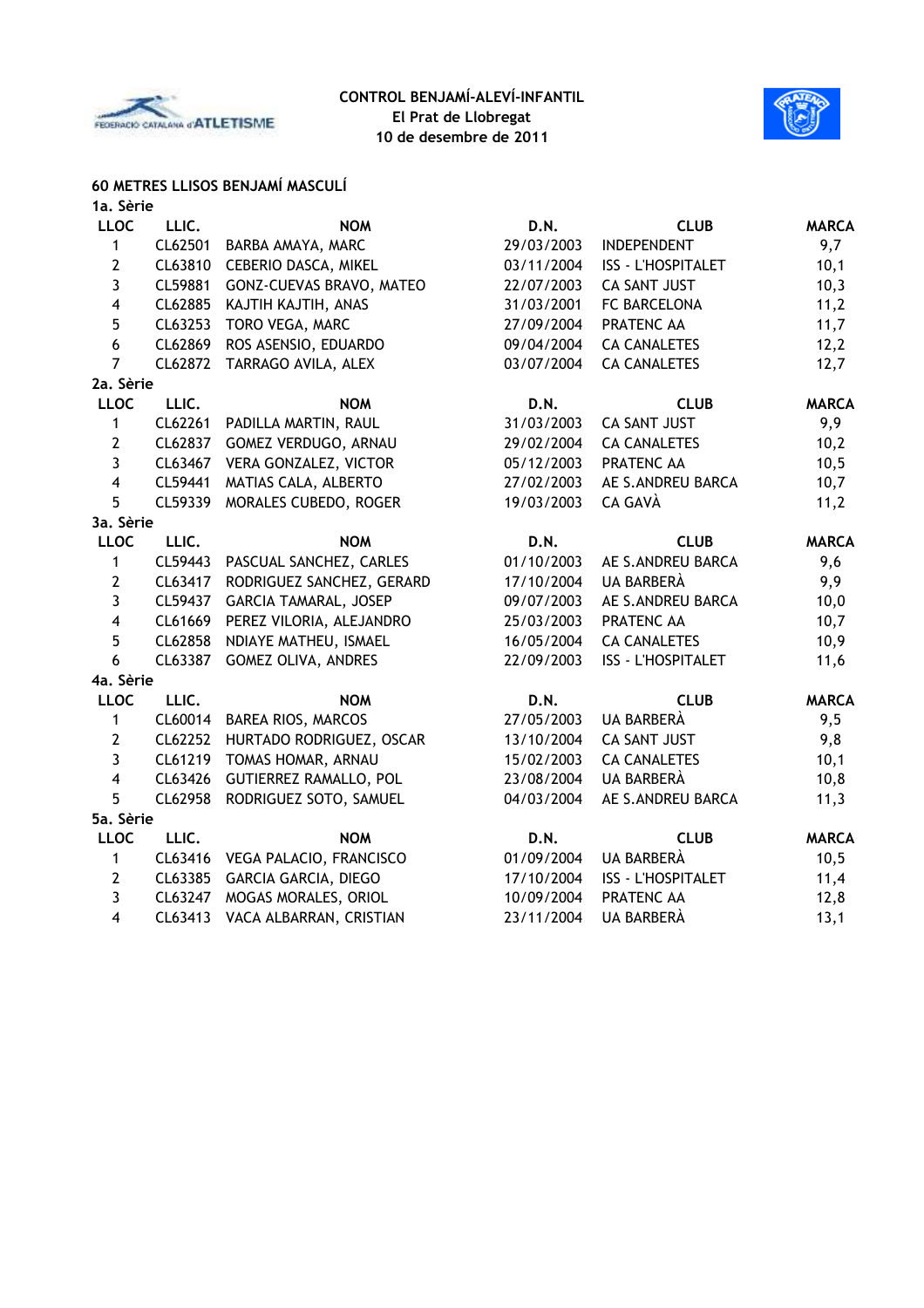**CONTROL BENJAMÍ-ALEVÍ-INFANTIL**
**El Prat de Llobregat**
**10 de desembre de 2011**

## 60 METRES LLISOS BENJAMÍ MASCULÍ

### 1a. Sèrie

| LLOC | LLIC. | NOM | D.N. | CLUB | MARCA |
|---|---|---|---|---|---|
| 1 | CL62501 | BARBA AMAYA, MARC | 29/03/2003 | INDEPENDENT | 9,7 |
| 2 | CL63810 | CEBERIO DASCA, MIKEL | 03/11/2004 | ISS - L'HOSPITALET | 10,1 |
| 3 | CL59881 | GONZ-CUEVAS BRAVO, MATEO | 22/07/2003 | CA SANT JUST | 10,3 |
| 4 | CL62885 | KAJTIH KAJTIH, ANAS | 31/03/2001 | FC BARCELONA | 11,2 |
| 5 | CL63253 | TORO VEGA, MARC | 27/09/2004 | PRATENC AA | 11,7 |
| 6 | CL62869 | ROS ASENSIO, EDUARDO | 09/04/2004 | CA CANALETES | 12,2 |
| 7 | CL62872 | TARRAGO AVILA, ALEX | 03/07/2004 | CA CANALETES | 12,7 |

### 2a. Sèrie

| LLOC | LLIC. | NOM | D.N. | CLUB | MARCA |
|---|---|---|---|---|---|
| 1 | CL62261 | PADILLA MARTIN, RAUL | 31/03/2003 | CA SANT JUST | 9,9 |
| 2 | CL62837 | GOMEZ VERDUGO, ARNAU | 29/02/2004 | CA CANALETES | 10,2 |
| 3 | CL63467 | VERA GONZALEZ, VICTOR | 05/12/2003 | PRATENC AA | 10,5 |
| 4 | CL59441 | MATIAS CALA, ALBERTO | 27/02/2003 | AE S.ANDREU BARCA | 10,7 |
| 5 | CL59339 | MORALES CUBEDO, ROGER | 19/03/2003 | CA GAVÀ | 11,2 |

### 3a. Sèrie

| LLOC | LLIC. | NOM | D.N. | CLUB | MARCA |
|---|---|---|---|---|---|
| 1 | CL59443 | PASCUAL SANCHEZ, CARLES | 01/10/2003 | AE S.ANDREU BARCA | 9,6 |
| 2 | CL63417 | RODRIGUEZ SANCHEZ, GERARD | 17/10/2004 | UA BARBERÀ | 9,9 |
| 3 | CL59437 | GARCIA TAMARAL, JOSEP | 09/07/2003 | AE S.ANDREU BARCA | 10,0 |
| 4 | CL61669 | PEREZ VILORIA, ALEJANDRO | 25/03/2003 | PRATENC AA | 10,7 |
| 5 | CL62858 | NDIAYE MATHEU, ISMAEL | 16/05/2004 | CA CANALETES | 10,9 |
| 6 | CL63387 | GOMEZ OLIVA, ANDRES | 22/09/2003 | ISS - L'HOSPITALET | 11,6 |

### 4a. Sèrie

| LLOC | LLIC. | NOM | D.N. | CLUB | MARCA |
|---|---|---|---|---|---|
| 1 | CL60014 | BAREA RIOS, MARCOS | 27/05/2003 | UA BARBERÀ | 9,5 |
| 2 | CL62252 | HURTADO RODRIGUEZ, OSCAR | 13/10/2004 | CA SANT JUST | 9,8 |
| 3 | CL61219 | TOMAS HOMAR, ARNAU | 15/02/2003 | CA CANALETES | 10,1 |
| 4 | CL63426 | GUTIERREZ RAMALLO, POL | 23/08/2004 | UA BARBERÀ | 10,8 |
| 5 | CL62958 | RODRIGUEZ SOTO, SAMUEL | 04/03/2004 | AE S.ANDREU BARCA | 11,3 |

### 5a. Sèrie

| LLOC | LLIC. | NOM | D.N. | CLUB | MARCA |
|---|---|---|---|---|---|
| 1 | CL63416 | VEGA PALACIO, FRANCISCO | 01/09/2004 | UA BARBERÀ | 10,5 |
| 2 | CL63385 | GARCIA GARCIA, DIEGO | 17/10/2004 | ISS - L'HOSPITALET | 11,4 |
| 3 | CL63247 | MOGAS MORALES, ORIOL | 10/09/2004 | PRATENC AA | 12,8 |
| 4 | CL63413 | VACA ALBARRAN, CRISTIAN | 23/11/2004 | UA BARBERÀ | 13,1 |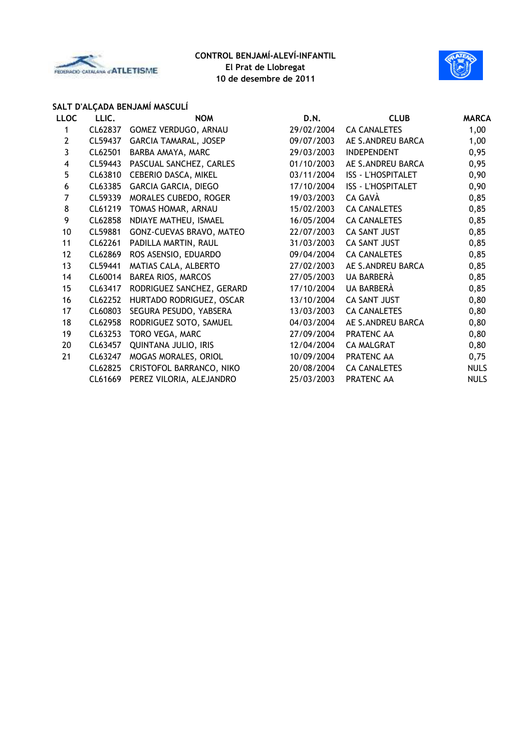**CONTROL BENJAMÍ-ALEVÍ-INFANTIL**
**El Prat de Llobregat**
**10 de desembre de 2011**

## SALT D'ALÇADA BENJAMÍ MASCULÍ

| LLOC | LLIC. | NOM | D.N. | CLUB | MARCA |
|---|---|---|---|---|---|
| 1 | CL62837 | GOMEZ VERDUGO, ARNAU | 29/02/2004 | CA CANALETES | 1,00 |
| 2 | CL59437 | GARCIA TAMARAL, JOSEP | 09/07/2003 | AE S.ANDREU BARCA | 1,00 |
| 3 | CL62501 | BARBA AMAYA, MARC | 29/03/2003 | INDEPENDENT | 0,95 |
| 4 | CL59443 | PASCUAL SANCHEZ, CARLES | 01/10/2003 | AE S.ANDREU BARCA | 0,95 |
| 5 | CL63810 | CEBERIO DASCA, MIKEL | 03/11/2004 | ISS - L'HOSPITALET | 0,90 |
| 6 | CL63385 | GARCIA GARCIA, DIEGO | 17/10/2004 | ISS - L'HOSPITALET | 0,90 |
| 7 | CL59339 | MORALES CUBEDO, ROGER | 19/03/2003 | CA GAVÀ | 0,85 |
| 8 | CL61219 | TOMAS HOMAR, ARNAU | 15/02/2003 | CA CANALETES | 0,85 |
| 9 | CL62858 | NDIAYE MATHEU, ISMAEL | 16/05/2004 | CA CANALETES | 0,85 |
| 10 | CL59881 | GONZ-CUEVAS BRAVO, MATEO | 22/07/2003 | CA SANT JUST | 0,85 |
| 11 | CL62261 | PADILLA MARTIN, RAUL | 31/03/2003 | CA SANT JUST | 0,85 |
| 12 | CL62869 | ROS ASENSIO, EDUARDO | 09/04/2004 | CA CANALETES | 0,85 |
| 13 | CL59441 | MATIAS CALA, ALBERTO | 27/02/2003 | AE S.ANDREU BARCA | 0,85 |
| 14 | CL60014 | BAREA RIOS, MARCOS | 27/05/2003 | UA BARBERÀ | 0,85 |
| 15 | CL63417 | RODRIGUEZ SANCHEZ, GERARD | 17/10/2004 | UA BARBERÀ | 0,85 |
| 16 | CL62252 | HURTADO RODRIGUEZ, OSCAR | 13/10/2004 | CA SANT JUST | 0,80 |
| 17 | CL60803 | SEGURA PESUDO, YABSERA | 13/03/2003 | CA CANALETES | 0,80 |
| 18 | CL62958 | RODRIGUEZ SOTO, SAMUEL | 04/03/2004 | AE S.ANDREU BARCA | 0,80 |
| 19 | CL63253 | TORO VEGA, MARC | 27/09/2004 | PRATENC AA | 0,80 |
| 20 | CL63457 | QUINTANA JULIO, IRIS | 12/04/2004 | CA MALGRAT | 0,80 |
| 21 | CL63247 | MOGAS MORALES, ORIOL | 10/09/2004 | PRATENC AA | 0,75 |
| | CL62825 | CRISTOFOL BARRANCO, NIKO | 20/08/2004 | CA CANALETES | NULS |
| | CL61669 | PEREZ VILORIA, ALEJANDRO | 25/03/2003 | PRATENC AA | NULS |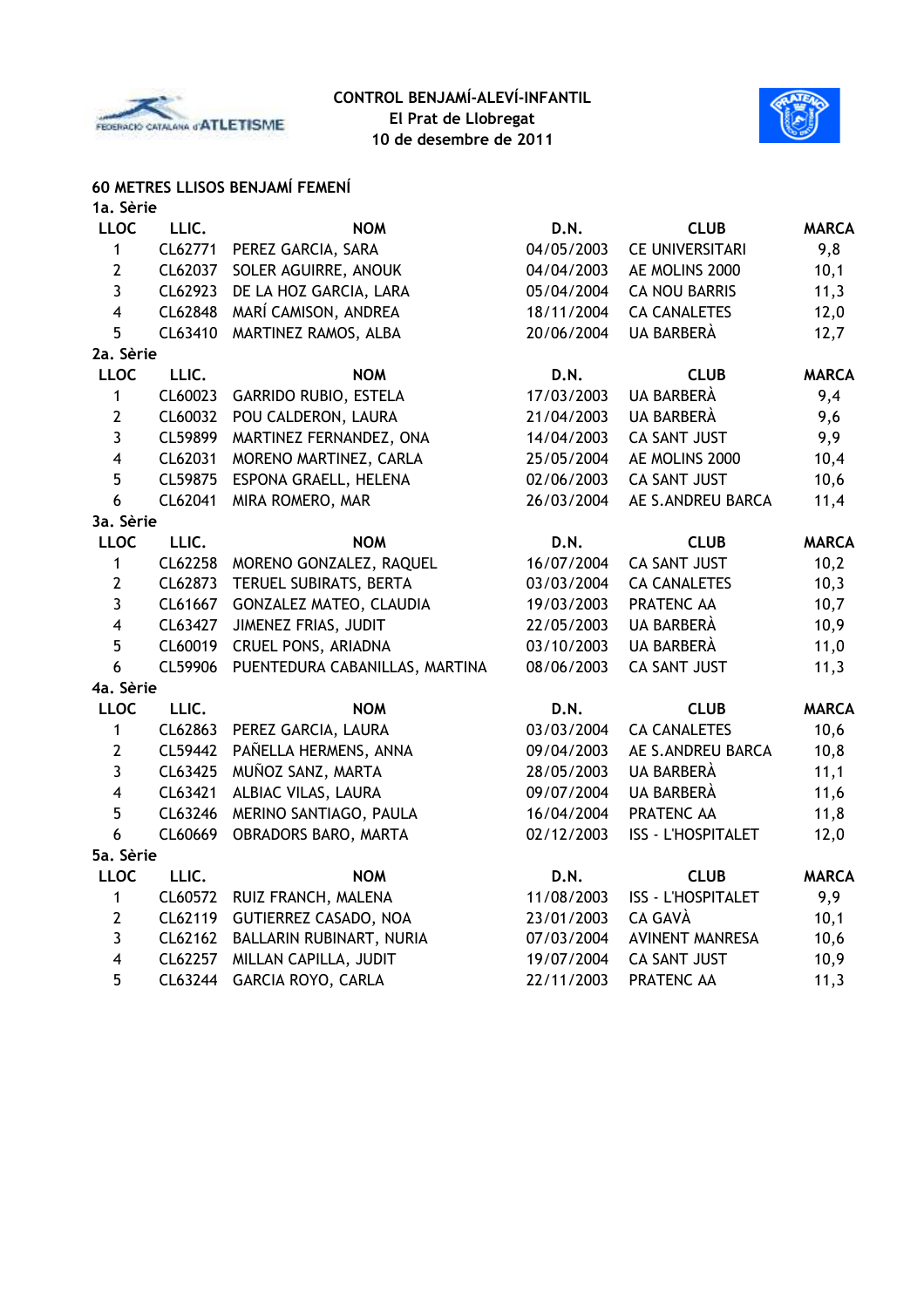**CONTROL BENJAMÍ-ALEVÍ-INFANTIL**
**El Prat de Llobregat**
**10 de desembre de 2011**

## 60 METRES LLISOS BENJAMÍ FEMENÍ

### 1a. Sèrie

| LLOC | LLIC. | NOM | D.N. | CLUB | MARCA |
|---|---|---|---|---|---|
| 1 | CL62771 | PEREZ GARCIA, SARA | 04/05/2003 | CE UNIVERSITARI | 9,8 |
| 2 | CL62037 | SOLER AGUIRRE, ANOUK | 04/04/2003 | AE MOLINS 2000 | 10,1 |
| 3 | CL62923 | DE LA HOZ GARCIA, LARA | 05/04/2004 | CA NOU BARRIS | 11,3 |
| 4 | CL62848 | MARÍ CAMISON, ANDREA | 18/11/2004 | CA CANALETES | 12,0 |
| 5 | CL63410 | MARTINEZ RAMOS, ALBA | 20/06/2004 | UA BARBERÀ | 12,7 |

### 2a. Sèrie

| LLOC | LLIC. | NOM | D.N. | CLUB | MARCA |
|---|---|---|---|---|---|
| 1 | CL60023 | GARRIDO RUBIO, ESTELA | 17/03/2003 | UA BARBERÀ | 9,4 |
| 2 | CL60032 | POU CALDERON, LAURA | 21/04/2003 | UA BARBERÀ | 9,6 |
| 3 | CL59899 | MARTINEZ FERNANDEZ, ONA | 14/04/2003 | CA SANT JUST | 9,9 |
| 4 | CL62031 | MORENO MARTINEZ, CARLA | 25/05/2004 | AE MOLINS 2000 | 10,4 |
| 5 | CL59875 | ESPONA GRAELL, HELENA | 02/06/2003 | CA SANT JUST | 10,6 |
| 6 | CL62041 | MIRA ROMERO, MAR | 26/03/2004 | AE S.ANDREU BARCA | 11,4 |

### 3a. Sèrie

| LLOC | LLIC. | NOM | D.N. | CLUB | MARCA |
|---|---|---|---|---|---|
| 1 | CL62258 | MORENO GONZALEZ, RAQUEL | 16/07/2004 | CA SANT JUST | 10,2 |
| 2 | CL62873 | TERUEL SUBIRATS, BERTA | 03/03/2004 | CA CANALETES | 10,3 |
| 3 | CL61667 | GONZALEZ MATEO, CLAUDIA | 19/03/2003 | PRATENC AA | 10,7 |
| 4 | CL63427 | JIMENEZ FRIAS, JUDIT | 22/05/2003 | UA BARBERÀ | 10,9 |
| 5 | CL60019 | CRUEL PONS, ARIADNA | 03/10/2003 | UA BARBERÀ | 11,0 |
| 6 | CL59906 | PUENTEDURA CABANILLAS, MARTINA | 08/06/2003 | CA SANT JUST | 11,3 |

### 4a. Sèrie

| LLOC | LLIC. | NOM | D.N. | CLUB | MARCA |
|---|---|---|---|---|---|
| 1 | CL62863 | PEREZ GARCIA, LAURA | 03/03/2004 | CA CANALETES | 10,6 |
| 2 | CL59442 | PAÑELLA HERMENS, ANNA | 09/04/2003 | AE S.ANDREU BARCA | 10,8 |
| 3 | CL63425 | MUÑOZ SANZ, MARTA | 28/05/2003 | UA BARBERÀ | 11,1 |
| 4 | CL63421 | ALBIAC VILAS, LAURA | 09/07/2004 | UA BARBERÀ | 11,6 |
| 5 | CL63246 | MERINO SANTIAGO, PAULA | 16/04/2004 | PRATENC AA | 11,8 |
| 6 | CL60669 | OBRADORS BARO, MARTA | 02/12/2003 | ISS - L'HOSPITALET | 12,0 |

### 5a. Sèrie

| LLOC | LLIC. | NOM | D.N. | CLUB | MARCA |
|---|---|---|---|---|---|
| 1 | CL60572 | RUIZ FRANCH, MALENA | 11/08/2003 | ISS - L'HOSPITALET | 9,9 |
| 2 | CL62119 | GUTIERREZ CASADO, NOA | 23/01/2003 | CA GAVÀ | 10,1 |
| 3 | CL62162 | BALLARIN RUBINART, NURIA | 07/03/2004 | AVINENT MANRESA | 10,6 |
| 4 | CL62257 | MILLAN CAPILLA, JUDIT | 19/07/2004 | CA SANT JUST | 10,9 |
| 5 | CL63244 | GARCIA ROYO, CARLA | 22/11/2003 | PRATENC AA | 11,3 |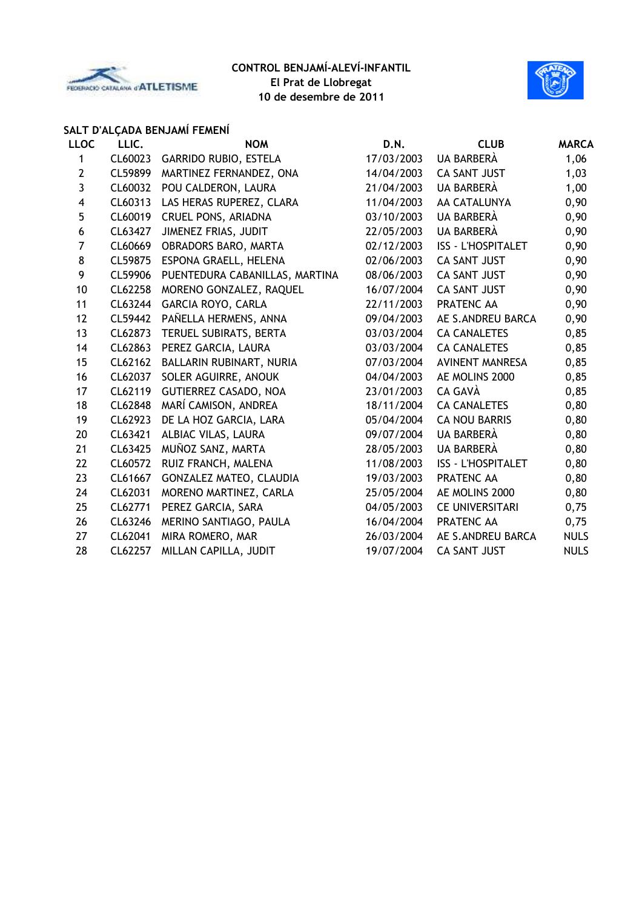**CONTROL BENJAMÍ-ALEVÍ-INFANTIL**
**El Prat de Llobregat**
**10 de desembre de 2011**

## SALT D'ALÇADA BENJAMÍ FEMENÍ

| LLOC | LLIC. | NOM | D.N. | CLUB | MARCA |
|---|---|---|---|---|---|
| 1 | CL60023 | GARRIDO RUBIO, ESTELA | 17/03/2003 | UA BARBERÀ | 1,06 |
| 2 | CL59899 | MARTINEZ FERNANDEZ, ONA | 14/04/2003 | CA SANT JUST | 1,03 |
| 3 | CL60032 | POU CALDERON, LAURA | 21/04/2003 | UA BARBERÀ | 1,00 |
| 4 | CL60313 | LAS HERAS RUPEREZ, CLARA | 11/04/2003 | AA CATALUNYA | 0,90 |
| 5 | CL60019 | CRUEL PONS, ARIADNA | 03/10/2003 | UA BARBERÀ | 0,90 |
| 6 | CL63427 | JIMENEZ FRIAS, JUDIT | 22/05/2003 | UA BARBERÀ | 0,90 |
| 7 | CL60669 | OBRADORS BARO, MARTA | 02/12/2003 | ISS - L'HOSPITALET | 0,90 |
| 8 | CL59875 | ESPONA GRAELL, HELENA | 02/06/2003 | CA SANT JUST | 0,90 |
| 9 | CL59906 | PUENTEDURA CABANILLAS, MARTINA | 08/06/2003 | CA SANT JUST | 0,90 |
| 10 | CL62258 | MORENO GONZALEZ, RAQUEL | 16/07/2004 | CA SANT JUST | 0,90 |
| 11 | CL63244 | GARCIA ROYO, CARLA | 22/11/2003 | PRATENC AA | 0,90 |
| 12 | CL59442 | PAÑELLA HERMENS, ANNA | 09/04/2003 | AE S.ANDREU BARCA | 0,90 |
| 13 | CL62873 | TERUEL SUBIRATS, BERTA | 03/03/2004 | CA CANALETES | 0,85 |
| 14 | CL62863 | PEREZ GARCIA, LAURA | 03/03/2004 | CA CANALETES | 0,85 |
| 15 | CL62162 | BALLARIN RUBINART, NURIA | 07/03/2004 | AVINENT MANRESA | 0,85 |
| 16 | CL62037 | SOLER AGUIRRE, ANOUK | 04/04/2003 | AE MOLINS 2000 | 0,85 |
| 17 | CL62119 | GUTIERREZ CASADO, NOA | 23/01/2003 | CA GAVÀ | 0,85 |
| 18 | CL62848 | MARÍ CAMISON, ANDREA | 18/11/2004 | CA CANALETES | 0,80 |
| 19 | CL62923 | DE LA HOZ GARCIA, LARA | 05/04/2004 | CA NOU BARRIS | 0,80 |
| 20 | CL63421 | ALBIAC VILAS, LAURA | 09/07/2004 | UA BARBERÀ | 0,80 |
| 21 | CL63425 | MUÑOZ SANZ, MARTA | 28/05/2003 | UA BARBERÀ | 0,80 |
| 22 | CL60572 | RUIZ FRANCH, MALENA | 11/08/2003 | ISS - L'HOSPITALET | 0,80 |
| 23 | CL61667 | GONZALEZ MATEO, CLAUDIA | 19/03/2003 | PRATENC AA | 0,80 |
| 24 | CL62031 | MORENO MARTINEZ, CARLA | 25/05/2004 | AE MOLINS 2000 | 0,80 |
| 25 | CL62771 | PEREZ GARCIA, SARA | 04/05/2003 | CE UNIVERSITARI | 0,75 |
| 26 | CL63246 | MERINO SANTIAGO, PAULA | 16/04/2004 | PRATENC AA | 0,75 |
| 27 | CL62041 | MIRA ROMERO, MAR | 26/03/2004 | AE S.ANDREU BARCA | NULS |
| 28 | CL62257 | MILLAN CAPILLA, JUDIT | 19/07/2004 | CA SANT JUST | NULS |